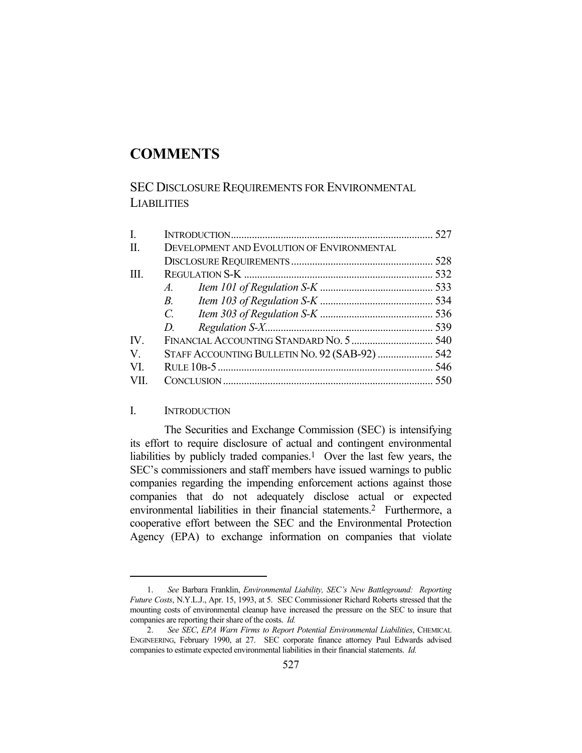# COMMENTS

## SEC DISCLOSURE REQUIREMENTS FOR ENVIRONMENTAL LIABILITIES

| | | |
|---|---|---|
| I. | INTRODUCTION | 527 |
| II. | DEVELOPMENT AND EVOLUTION OF ENVIRONMENTAL DISCLOSURE REQUIREMENTS | 528 |
| III. | REGULATION S-K | 532 |
| | *A. Item 101 of Regulation S-K* | 533 |
| | *B. Item 103 of Regulation S-K* | 534 |
| | *C. Item 303 of Regulation S-K* | 536 |
| | *D. Regulation S-X* | 539 |
| IV. | FINANCIAL ACCOUNTING STANDARD NO. 5 | 540 |
| V. | STAFF ACCOUNTING BULLETIN NO. 92 (SAB-92) | 542 |
| VI. | RULE 10B-5 | 546 |
| VII. | CONCLUSION | 550 |

### I. INTRODUCTION

The Securities and Exchange Commission (SEC) is intensifying its effort to require disclosure of actual and contingent environmental liabilities by publicly traded companies.[1] Over the last few years, the SEC's commissioners and staff members have issued warnings to public companies regarding the impending enforcement actions against those companies that do not adequately disclose actual or expected environmental liabilities in their financial statements.[2] Furthermore, a cooperative effort between the SEC and the Environmental Protection Agency (EPA) to exchange information on companies that violate

---

1. *See* Barbara Franklin, *Environmental Liability, SEC's New Battleground: Reporting Future Costs*, N.Y.L.J., Apr. 15, 1993, at 5. SEC Commissioner Richard Roberts stressed that the mounting costs of environmental cleanup have increased the pressure on the SEC to insure that companies are reporting their share of the costs. *Id.*

2. *See SEC, EPA Warn Firms to Report Potential Environmental Liabilities*, CHEMICAL ENGINEERING, February 1990, at 27. SEC corporate finance attorney Paul Edwards advised companies to estimate expected environmental liabilities in their financial statements. *Id.*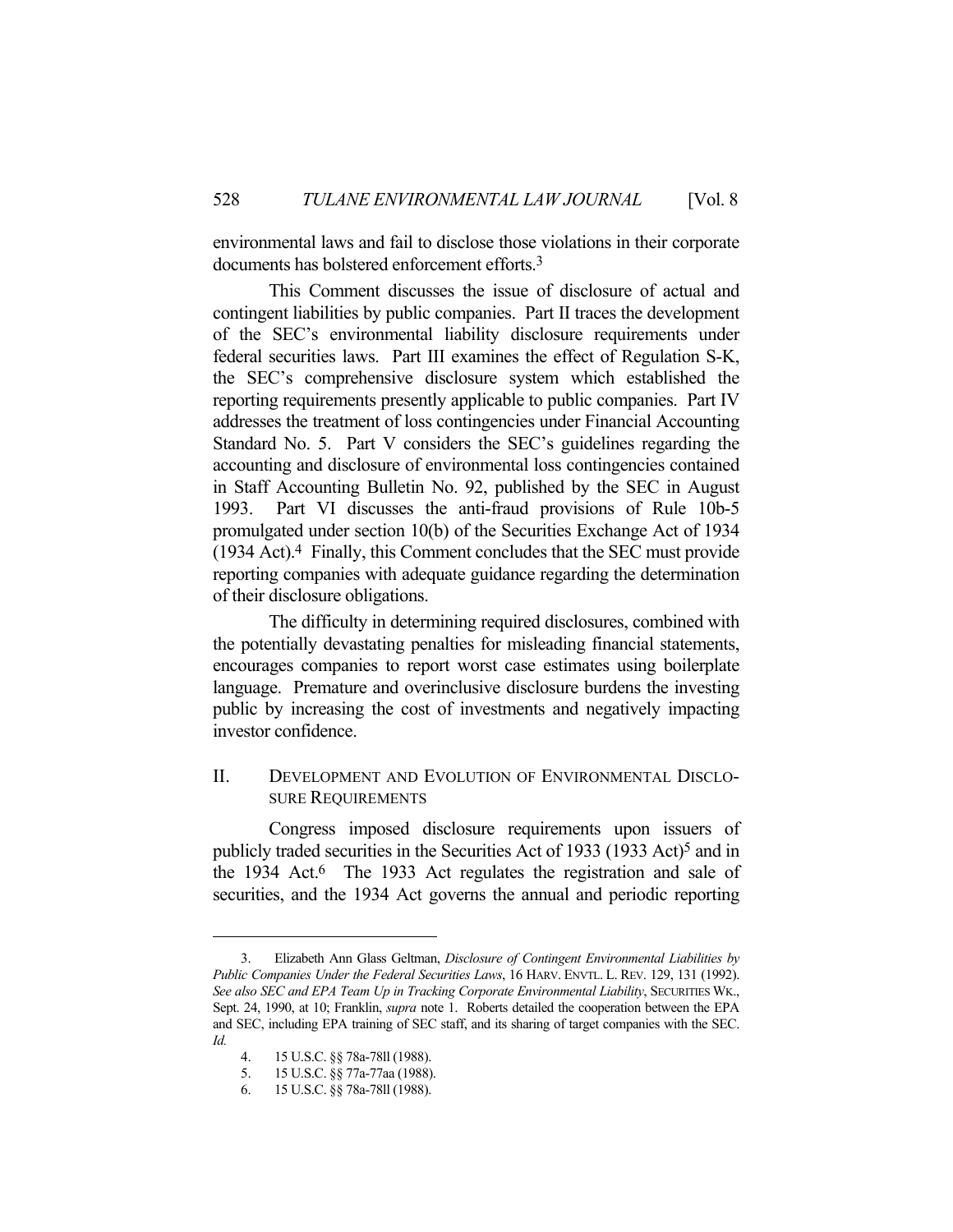environmental laws and fail to disclose those violations in their corporate documents has bolstered enforcement efforts.[3]

This Comment discusses the issue of disclosure of actual and contingent liabilities by public companies. Part II traces the development of the SEC's environmental liability disclosure requirements under federal securities laws. Part III examines the effect of Regulation S-K, the SEC's comprehensive disclosure system which established the reporting requirements presently applicable to public companies. Part IV addresses the treatment of loss contingencies under Financial Accounting Standard No. 5. Part V considers the SEC's guidelines regarding the accounting and disclosure of environmental loss contingencies contained in Staff Accounting Bulletin No. 92, published by the SEC in August 1993. Part VI discusses the anti-fraud provisions of Rule 10b-5 promulgated under section 10(b) of the Securities Exchange Act of 1934 (1934 Act).[4] Finally, this Comment concludes that the SEC must provide reporting companies with adequate guidance regarding the determination of their disclosure obligations.

The difficulty in determining required disclosures, combined with the potentially devastating penalties for misleading financial statements, encourages companies to report worst case estimates using boilerplate language. Premature and overinclusive disclosure burdens the investing public by increasing the cost of investments and negatively impacting investor confidence.

## II. DEVELOPMENT AND EVOLUTION OF ENVIRONMENTAL DISCLOSURE REQUIREMENTS

Congress imposed disclosure requirements upon issuers of publicly traded securities in the Securities Act of 1933 (1933 Act)[5] and in the 1934 Act.[6] The 1933 Act regulates the registration and sale of securities, and the 1934 Act governs the annual and periodic reporting

---

3. Elizabeth Ann Glass Geltman, *Disclosure of Contingent Environmental Liabilities by Public Companies Under the Federal Securities Laws*, 16 HARV. ENVTL. L. REV. 129, 131 (1992). *See also SEC and EPA Team Up in Tracking Corporate Environmental Liability*, SECURITIES WK., Sept. 24, 1990, at 10; Franklin, *supra* note 1. Roberts detailed the cooperation between the EPA and SEC, including EPA training of SEC staff, and its sharing of target companies with the SEC. *Id.*

4. 15 U.S.C. §§ 78a-78ll (1988).

5. 15 U.S.C. §§ 77a-77aa (1988).

6. 15 U.S.C. §§ 78a-78ll (1988).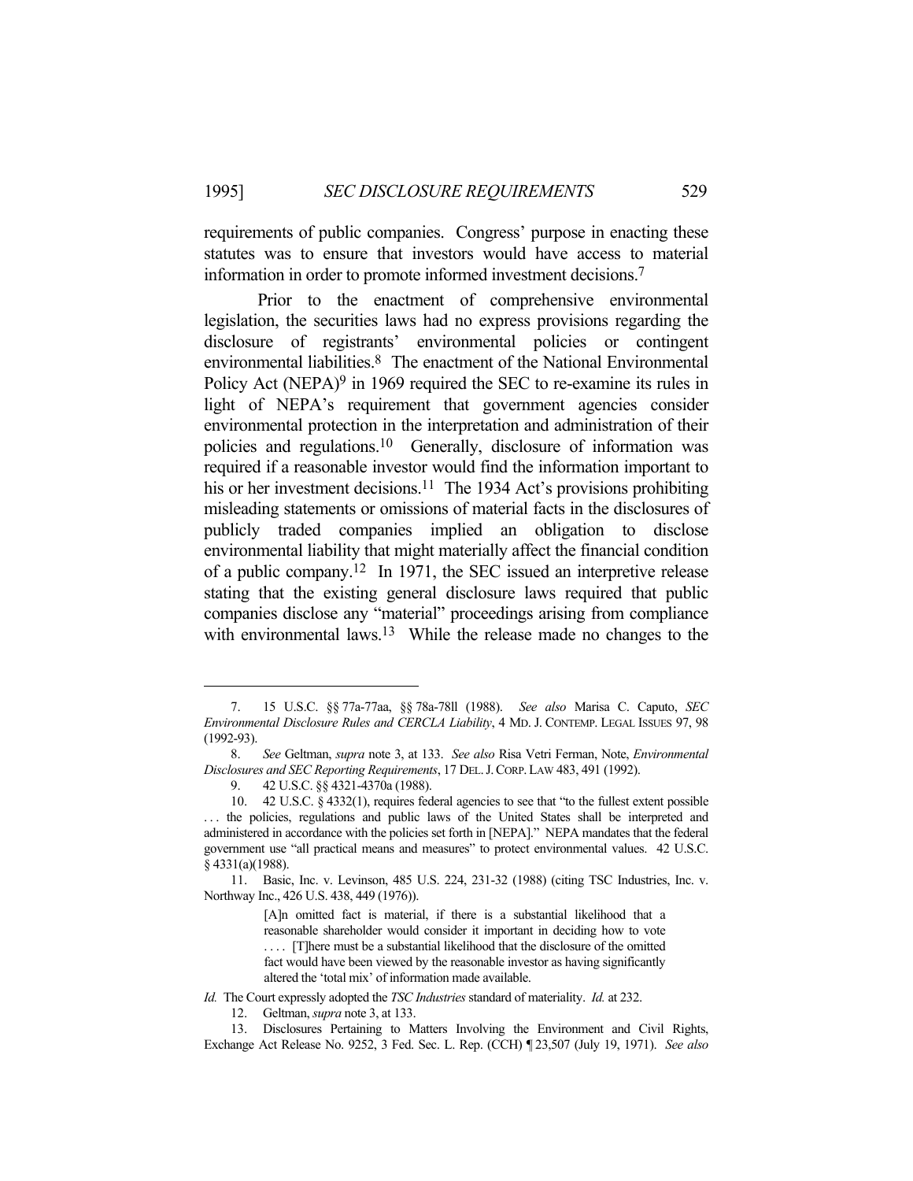requirements of public companies. Congress' purpose in enacting these statutes was to ensure that investors would have access to material information in order to promote informed investment decisions.[7]

Prior to the enactment of comprehensive environmental legislation, the securities laws had no express provisions regarding the disclosure of registrants' environmental policies or contingent environmental liabilities.[8] The enactment of the National Environmental Policy Act (NEPA)[9] in 1969 required the SEC to re-examine its rules in light of NEPA's requirement that government agencies consider environmental protection in the interpretation and administration of their policies and regulations.[10] Generally, disclosure of information was required if a reasonable investor would find the information important to his or her investment decisions.[11] The 1934 Act's provisions prohibiting misleading statements or omissions of material facts in the disclosures of publicly traded companies implied an obligation to disclose environmental liability that might materially affect the financial condition of a public company.[12] In 1971, the SEC issued an interpretive release stating that the existing general disclosure laws required that public companies disclose any "material" proceedings arising from compliance with environmental laws.[13] While the release made no changes to the

---

7. 15 U.S.C. §§ 77a-77aa, §§ 78a-78ll (1988). *See also* Marisa C. Caputo, *SEC Environmental Disclosure Rules and CERCLA Liability*, 4 MD. J. CONTEMP. LEGAL ISSUES 97, 98 (1992-93).

8. *See* Geltman, *supra* note 3, at 133. *See also* Risa Vetri Ferman, Note, *Environmental Disclosures and SEC Reporting Requirements*, 17 DEL. J. CORP. LAW 483, 491 (1992).

9. 42 U.S.C. §§ 4321-4370a (1988).

10. 42 U.S.C. § 4332(1), requires federal agencies to see that "to the fullest extent possible . . . the policies, regulations and public laws of the United States shall be interpreted and administered in accordance with the policies set forth in [NEPA]." NEPA mandates that the federal government use "all practical means and measures" to protect environmental values. 42 U.S.C. § 4331(a)(1988).

11. Basic, Inc. v. Levinson, 485 U.S. 224, 231-32 (1988) (citing TSC Industries, Inc. v. Northway Inc., 426 U.S. 438, 449 (1976)).

> [A]n omitted fact is material, if there is a substantial likelihood that a reasonable shareholder would consider it important in deciding how to vote . . . . [T]here must be a substantial likelihood that the disclosure of the omitted fact would have been viewed by the reasonable investor as having significantly altered the 'total mix' of information made available.

*Id.* The Court expressly adopted the *TSC Industries* standard of materiality. *Id.* at 232.

12. Geltman, *supra* note 3, at 133.

13. Disclosures Pertaining to Matters Involving the Environment and Civil Rights, Exchange Act Release No. 9252, 3 Fed. Sec. L. Rep. (CCH) ¶ 23,507 (July 19, 1971). *See also*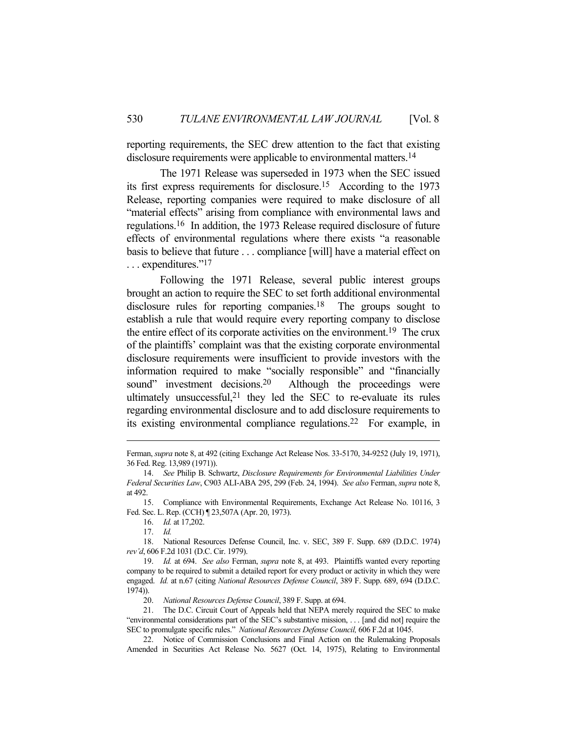reporting requirements, the SEC drew attention to the fact that existing disclosure requirements were applicable to environmental matters.[14]

The 1971 Release was superseded in 1973 when the SEC issued its first express requirements for disclosure.[15] According to the 1973 Release, reporting companies were required to make disclosure of all "material effects" arising from compliance with environmental laws and regulations.[16] In addition, the 1973 Release required disclosure of future effects of environmental regulations where there exists "a reasonable basis to believe that future . . . compliance [will] have a material effect on . . . expenditures."[17]

Following the 1971 Release, several public interest groups brought an action to require the SEC to set forth additional environmental disclosure rules for reporting companies.[18] The groups sought to establish a rule that would require every reporting company to disclose the entire effect of its corporate activities on the environment.[19] The crux of the plaintiffs' complaint was that the existing corporate environmental disclosure requirements were insufficient to provide investors with the information required to make "socially responsible" and "financially sound" investment decisions.[20] Although the proceedings were ultimately unsuccessful,[21] they led the SEC to re-evaluate its rules regarding environmental disclosure and to add disclosure requirements to its existing environmental compliance regulations.[22] For example, in

---

Ferman, *supra* note 8, at 492 (citing Exchange Act Release Nos. 33-5170, 34-9252 (July 19, 1971), 36 Fed. Reg. 13,989 (1971)).

14. *See* Philip B. Schwartz, *Disclosure Requirements for Environmental Liabilities Under Federal Securities Law*, C903 ALI-ABA 295, 299 (Feb. 24, 1994). *See also* Ferman, *supra* note 8, at 492.

15. Compliance with Environmental Requirements, Exchange Act Release No. 10116, 3 Fed. Sec. L. Rep. (CCH) ¶ 23,507A (Apr. 20, 1973).

16. *Id.* at 17,202.

17. *Id.*

18. National Resources Defense Council, Inc. v. SEC, 389 F. Supp. 689 (D.D.C. 1974) *rev'd*, 606 F.2d 1031 (D.C. Cir. 1979).

19. *Id.* at 694. *See also* Ferman, *supra* note 8, at 493. Plaintiffs wanted every reporting company to be required to submit a detailed report for every product or activity in which they were engaged. *Id.* at n.67 (citing *National Resources Defense Council*, 389 F. Supp. 689, 694 (D.D.C. 1974)).

20. *National Resources Defense Council*, 389 F. Supp. at 694.

21. The D.C. Circuit Court of Appeals held that NEPA merely required the SEC to make "environmental considerations part of the SEC's substantive mission, . . . [and did not] require the SEC to promulgate specific rules." *National Resources Defense Council,* 606 F.2d at 1045.

22. Notice of Commission Conclusions and Final Action on the Rulemaking Proposals Amended in Securities Act Release No. 5627 (Oct. 14, 1975), Relating to Environmental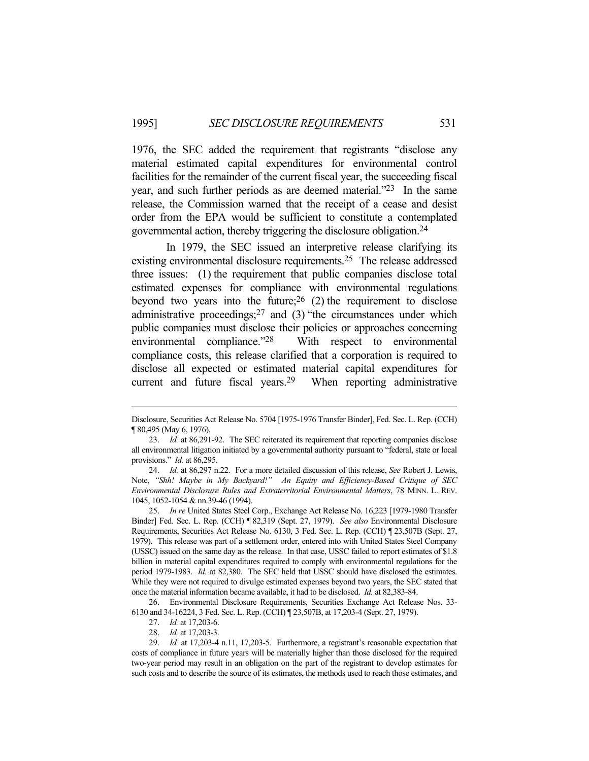1976, the SEC added the requirement that registrants "disclose any material estimated capital expenditures for environmental control facilities for the remainder of the current fiscal year, the succeeding fiscal year, and such further periods as are deemed material."[23] In the same release, the Commission warned that the receipt of a cease and desist order from the EPA would be sufficient to constitute a contemplated governmental action, thereby triggering the disclosure obligation.[24]

In 1979, the SEC issued an interpretive release clarifying its existing environmental disclosure requirements.[25] The release addressed three issues: (1) the requirement that public companies disclose total estimated expenses for compliance with environmental regulations beyond two years into the future;[26] (2) the requirement to disclose administrative proceedings;[27] and (3) "the circumstances under which public companies must disclose their policies or approaches concerning environmental compliance."[28] With respect to environmental compliance costs, this release clarified that a corporation is required to disclose all expected or estimated material capital expenditures for current and future fiscal years.[29] When reporting administrative

---

Disclosure, Securities Act Release No. 5704 [1975-1976 Transfer Binder], Fed. Sec. L. Rep. (CCH) ¶ 80,495 (May 6, 1976).

23. *Id.* at 86,291-92. The SEC reiterated its requirement that reporting companies disclose all environmental litigation initiated by a governmental authority pursuant to "federal, state or local provisions." *Id.* at 86,295.

24. *Id.* at 86,297 n.22. For a more detailed discussion of this release, *See* Robert J. Lewis, Note, *"Shh! Maybe in My Backyard!" An Equity and Efficiency-Based Critique of SEC Environmental Disclosure Rules and Extraterritorial Environmental Matters*, 78 MINN. L. REV. 1045, 1052-1054 & nn.39-46 (1994).

25. *In re* United States Steel Corp., Exchange Act Release No. 16,223 [1979-1980 Transfer Binder] Fed. Sec. L. Rep. (CCH) ¶ 82,319 (Sept. 27, 1979). *See also* Environmental Disclosure Requirements, Securities Act Release No. 6130, 3 Fed. Sec. L. Rep. (CCH) ¶ 23,507B (Sept. 27, 1979). This release was part of a settlement order, entered into with United States Steel Company (USSC) issued on the same day as the release. In that case, USSC failed to report estimates of $1.8 billion in material capital expenditures required to comply with environmental regulations for the period 1979-1983. *Id.* at 82,380. The SEC held that USSC should have disclosed the estimates. While they were not required to divulge estimated expenses beyond two years, the SEC stated that once the material information became available, it had to be disclosed. *Id.* at 82,383-84.

26. Environmental Disclosure Requirements, Securities Exchange Act Release Nos. 33-6130 and 34-16224, 3 Fed. Sec. L. Rep. (CCH) ¶ 23,507B, at 17,203-4 (Sept. 27, 1979).

27. *Id.* at 17,203-6.

28. *Id.* at 17,203-3.

29. *Id.* at 17,203-4 n.11, 17,203-5. Furthermore, a registrant's reasonable expectation that costs of compliance in future years will be materially higher than those disclosed for the required two-year period may result in an obligation on the part of the registrant to develop estimates for such costs and to describe the source of its estimates, the methods used to reach those estimates, and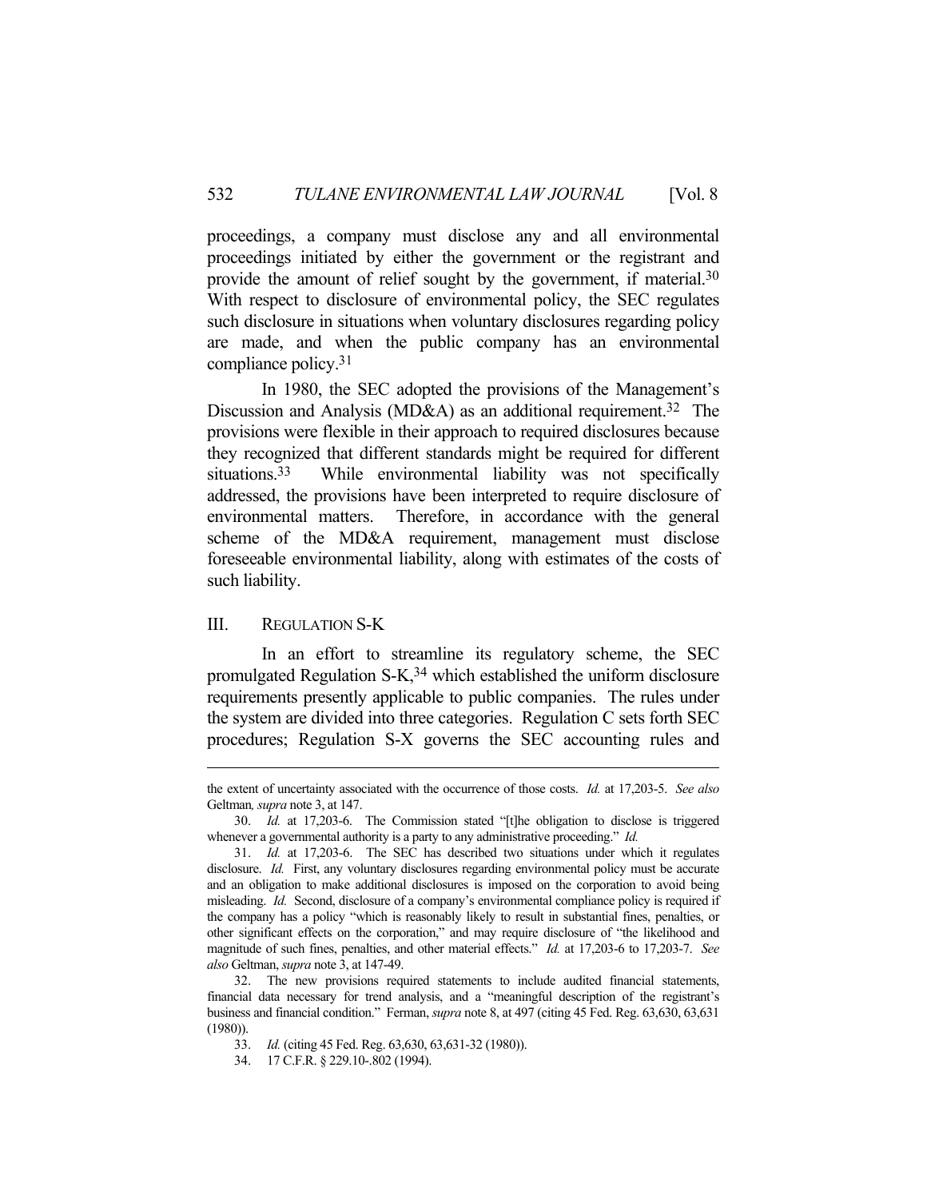proceedings, a company must disclose any and all environmental proceedings initiated by either the government or the registrant and provide the amount of relief sought by the government, if material.[30] With respect to disclosure of environmental policy, the SEC regulates such disclosure in situations when voluntary disclosures regarding policy are made, and when the public company has an environmental compliance policy.[31]

In 1980, the SEC adopted the provisions of the Management's Discussion and Analysis (MD&A) as an additional requirement.[32] The provisions were flexible in their approach to required disclosures because they recognized that different standards might be required for different situations.[33] While environmental liability was not specifically addressed, the provisions have been interpreted to require disclosure of environmental matters. Therefore, in accordance with the general scheme of the MD&A requirement, management must disclose foreseeable environmental liability, along with estimates of the costs of such liability.

## III. REGULATION S-K

In an effort to streamline its regulatory scheme, the SEC promulgated Regulation S-K,[34] which established the uniform disclosure requirements presently applicable to public companies. The rules under the system are divided into three categories. Regulation C sets forth SEC procedures; Regulation S-X governs the SEC accounting rules and

---

the extent of uncertainty associated with the occurrence of those costs. *Id.* at 17,203-5. *See also* Geltman, *supra* note 3, at 147.

30. *Id.* at 17,203-6. The Commission stated "[t]he obligation to disclose is triggered whenever a governmental authority is a party to any administrative proceeding." *Id.*

31. *Id.* at 17,203-6. The SEC has described two situations under which it regulates disclosure. *Id.* First, any voluntary disclosures regarding environmental policy must be accurate and an obligation to make additional disclosures is imposed on the corporation to avoid being misleading. *Id.* Second, disclosure of a company's environmental compliance policy is required if the company has a policy "which is reasonably likely to result in substantial fines, penalties, or other significant effects on the corporation," and may require disclosure of "the likelihood and magnitude of such fines, penalties, and other material effects." *Id.* at 17,203-6 to 17,203-7. *See also* Geltman, *supra* note 3, at 147-49.

32. The new provisions required statements to include audited financial statements, financial data necessary for trend analysis, and a "meaningful description of the registrant's business and financial condition." Ferman, *supra* note 8, at 497 (citing 45 Fed. Reg. 63,630, 63,631 (1980)).

33. *Id.* (citing 45 Fed. Reg. 63,630, 63,631-32 (1980)).

34. 17 C.F.R. § 229.10-.802 (1994).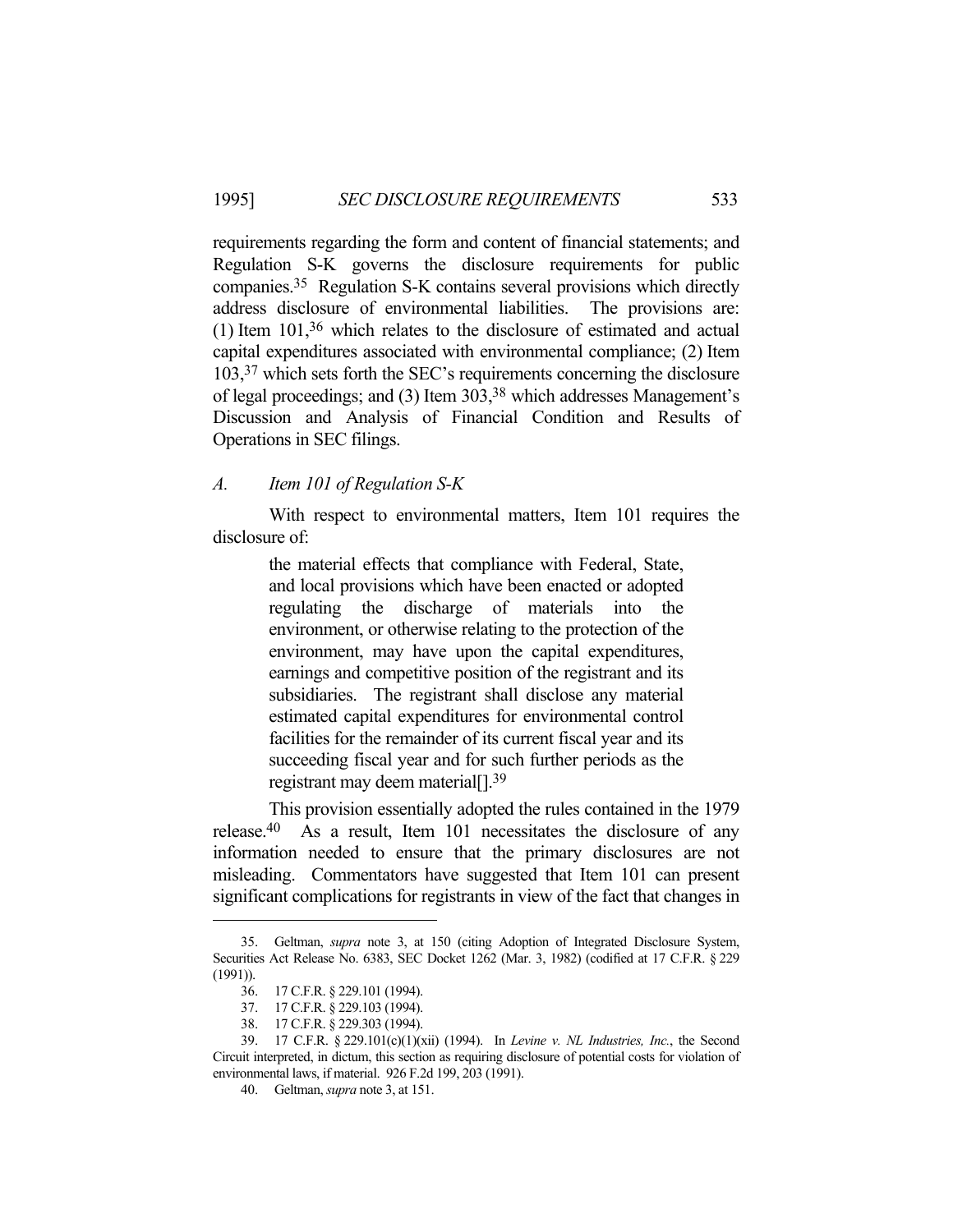requirements regarding the form and content of financial statements; and Regulation S-K governs the disclosure requirements for public companies.[35] Regulation S-K contains several provisions which directly address disclosure of environmental liabilities. The provisions are: (1) Item 101,[36] which relates to the disclosure of estimated and actual capital expenditures associated with environmental compliance; (2) Item 103,[37] which sets forth the SEC's requirements concerning the disclosure of legal proceedings; and (3) Item 303,[38] which addresses Management's Discussion and Analysis of Financial Condition and Results of Operations in SEC filings.

### A. *Item 101 of Regulation S-K*

With respect to environmental matters, Item 101 requires the disclosure of:

> the material effects that compliance with Federal, State, and local provisions which have been enacted or adopted regulating the discharge of materials into the environment, or otherwise relating to the protection of the environment, may have upon the capital expenditures, earnings and competitive position of the registrant and its subsidiaries. The registrant shall disclose any material estimated capital expenditures for environmental control facilities for the remainder of its current fiscal year and its succeeding fiscal year and for such further periods as the registrant may deem material[].[39]

This provision essentially adopted the rules contained in the 1979 release.[40] As a result, Item 101 necessitates the disclosure of any information needed to ensure that the primary disclosures are not misleading. Commentators have suggested that Item 101 can present significant complications for registrants in view of the fact that changes in

---

35. Geltman, *supra* note 3, at 150 (citing Adoption of Integrated Disclosure System, Securities Act Release No. 6383, SEC Docket 1262 (Mar. 3, 1982) (codified at 17 C.F.R. § 229 (1991)).

36. 17 C.F.R. § 229.101 (1994).

37. 17 C.F.R. § 229.103 (1994).

38. 17 C.F.R. § 229.303 (1994).

39. 17 C.F.R. § 229.101(c)(1)(xii) (1994). In *Levine v. NL Industries, Inc.*, the Second Circuit interpreted, in dictum, this section as requiring disclosure of potential costs for violation of environmental laws, if material. 926 F.2d 199, 203 (1991).

40. Geltman, *supra* note 3, at 151.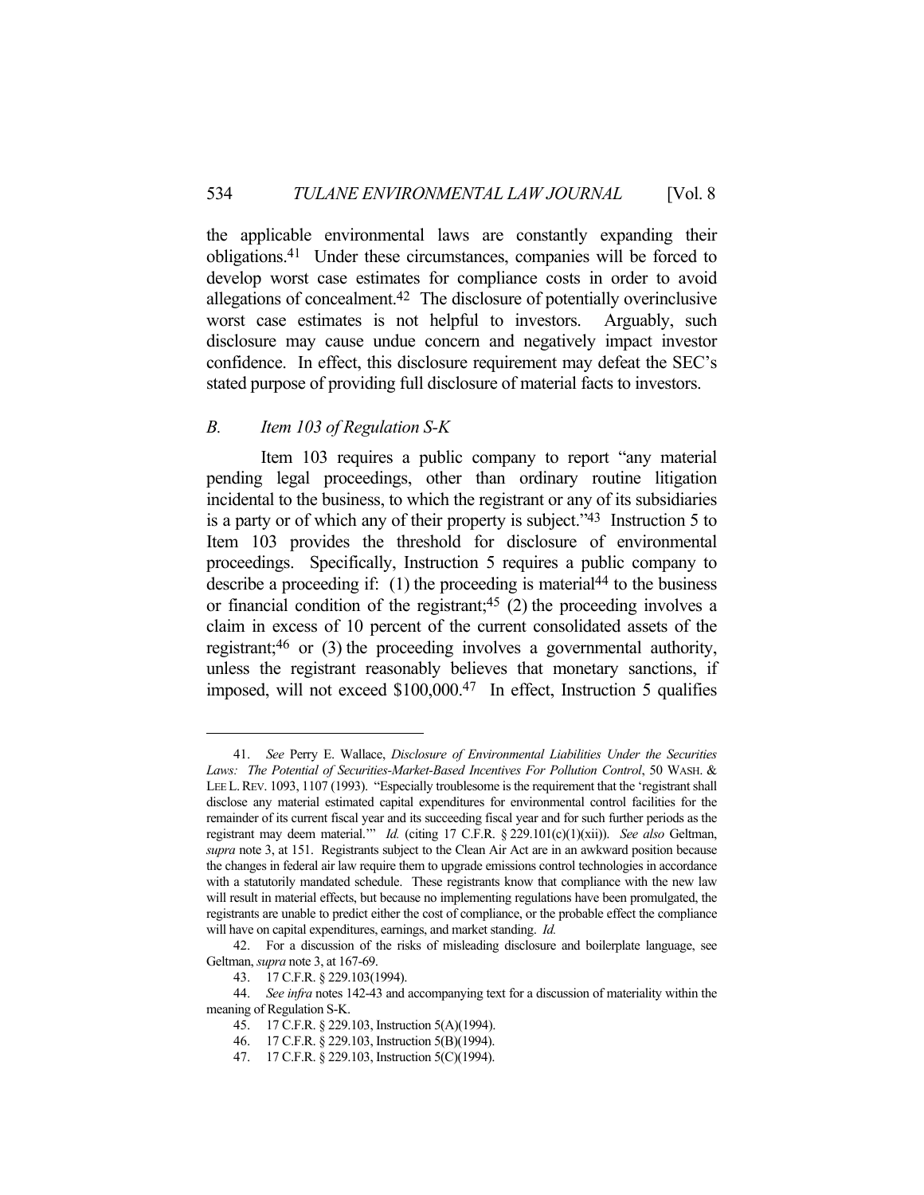the applicable environmental laws are constantly expanding their obligations.[41] Under these circumstances, companies will be forced to develop worst case estimates for compliance costs in order to avoid allegations of concealment.[42] The disclosure of potentially overinclusive worst case estimates is not helpful to investors. Arguably, such disclosure may cause undue concern and negatively impact investor confidence. In effect, this disclosure requirement may defeat the SEC's stated purpose of providing full disclosure of material facts to investors.

### *B. Item 103 of Regulation S-K*

Item 103 requires a public company to report "any material pending legal proceedings, other than ordinary routine litigation incidental to the business, to which the registrant or any of its subsidiaries is a party or of which any of their property is subject."[43] Instruction 5 to Item 103 provides the threshold for disclosure of environmental proceedings. Specifically, Instruction 5 requires a public company to describe a proceeding if: (1) the proceeding is material[44] to the business or financial condition of the registrant;[45] (2) the proceeding involves a claim in excess of 10 percent of the current consolidated assets of the registrant;[46] or (3) the proceeding involves a governmental authority, unless the registrant reasonably believes that monetary sanctions, if imposed, will not exceed $100,000.[47] In effect, Instruction 5 qualifies

---

41. *See* Perry E. Wallace, *Disclosure of Environmental Liabilities Under the Securities Laws: The Potential of Securities-Market-Based Incentives For Pollution Control*, 50 WASH. & LEE L. REV. 1093, 1107 (1993). "Especially troublesome is the requirement that the 'registrant shall disclose any material estimated capital expenditures for environmental control facilities for the remainder of its current fiscal year and its succeeding fiscal year and for such further periods as the registrant may deem material.'" *Id.* (citing 17 C.F.R. § 229.101(c)(1)(xii)). *See also* Geltman, *supra* note 3, at 151. Registrants subject to the Clean Air Act are in an awkward position because the changes in federal air law require them to upgrade emissions control technologies in accordance with a statutorily mandated schedule. These registrants know that compliance with the new law will result in material effects, but because no implementing regulations have been promulgated, the registrants are unable to predict either the cost of compliance, or the probable effect the compliance will have on capital expenditures, earnings, and market standing. *Id.*

42. For a discussion of the risks of misleading disclosure and boilerplate language, see Geltman, *supra* note 3, at 167-69.

43. 17 C.F.R. § 229.103(1994).

44. *See infra* notes 142-43 and accompanying text for a discussion of materiality within the meaning of Regulation S-K.

45. 17 C.F.R. § 229.103, Instruction 5(A)(1994).

46. 17 C.F.R. § 229.103, Instruction 5(B)(1994).

47. 17 C.F.R. § 229.103, Instruction 5(C)(1994).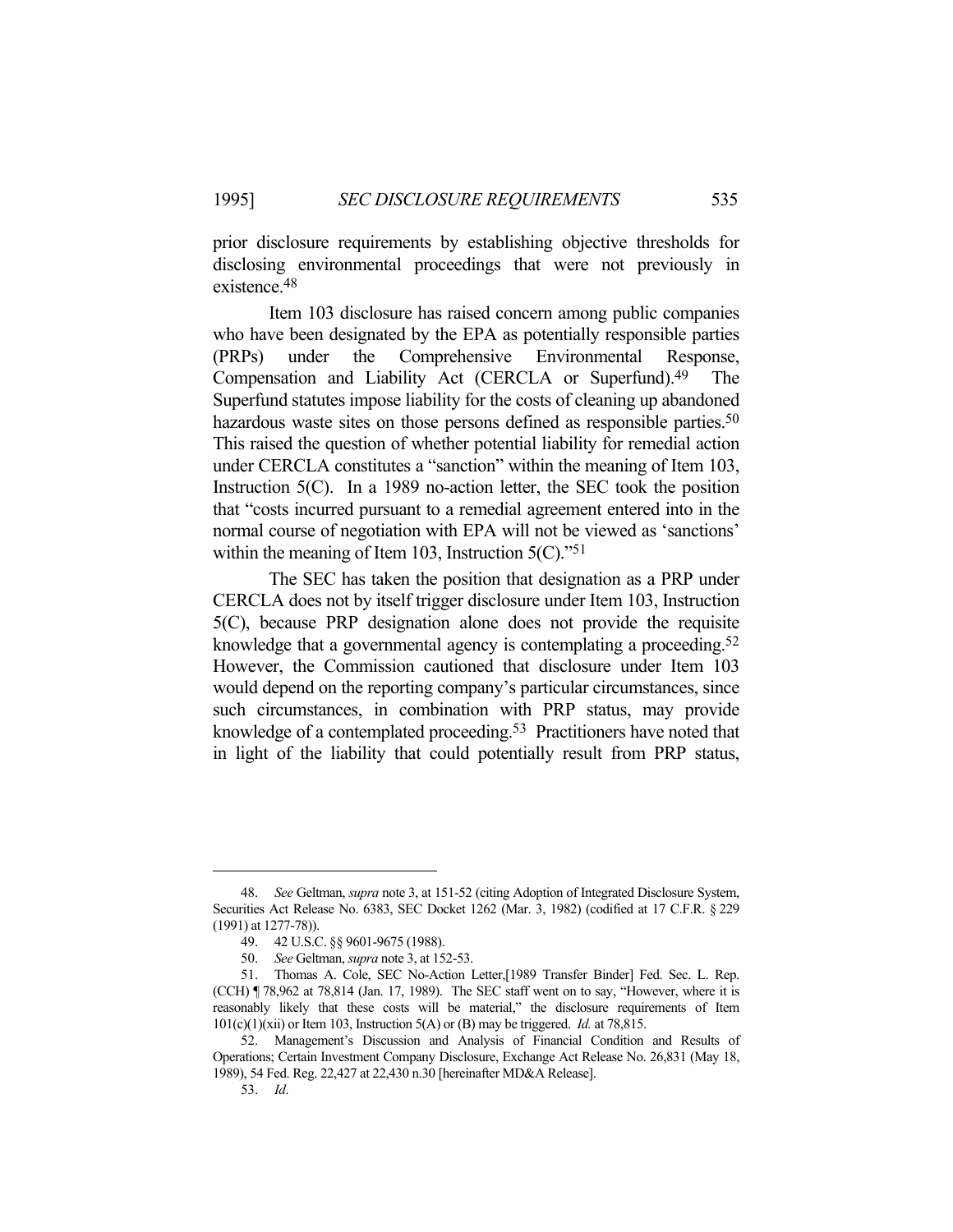prior disclosure requirements by establishing objective thresholds for disclosing environmental proceedings that were not previously in existence.[48]

Item 103 disclosure has raised concern among public companies who have been designated by the EPA as potentially responsible parties (PRPs) under the Comprehensive Environmental Response, Compensation and Liability Act (CERCLA or Superfund).[49] The Superfund statutes impose liability for the costs of cleaning up abandoned hazardous waste sites on those persons defined as responsible parties.[50] This raised the question of whether potential liability for remedial action under CERCLA constitutes a "sanction" within the meaning of Item 103, Instruction 5(C). In a 1989 no-action letter, the SEC took the position that "costs incurred pursuant to a remedial agreement entered into in the normal course of negotiation with EPA will not be viewed as 'sanctions' within the meaning of Item 103, Instruction 5(C)."[51]

The SEC has taken the position that designation as a PRP under CERCLA does not by itself trigger disclosure under Item 103, Instruction 5(C), because PRP designation alone does not provide the requisite knowledge that a governmental agency is contemplating a proceeding.[52] However, the Commission cautioned that disclosure under Item 103 would depend on the reporting company's particular circumstances, since such circumstances, in combination with PRP status, may provide knowledge of a contemplated proceeding.[53] Practitioners have noted that in light of the liability that could potentially result from PRP status,

---

48. *See* Geltman, *supra* note 3, at 151-52 (citing Adoption of Integrated Disclosure System, Securities Act Release No. 6383, SEC Docket 1262 (Mar. 3, 1982) (codified at 17 C.F.R. § 229 (1991) at 1277-78)).

49. 42 U.S.C. §§ 9601-9675 (1988).

50. *See* Geltman, *supra* note 3, at 152-53.

51. Thomas A. Cole, SEC No-Action Letter,[1989 Transfer Binder] Fed. Sec. L. Rep. (CCH) ¶ 78,962 at 78,814 (Jan. 17, 1989). The SEC staff went on to say, "However, where it is reasonably likely that these costs will be material," the disclosure requirements of Item 101(c)(1)(xii) or Item 103, Instruction 5(A) or (B) may be triggered. *Id.* at 78,815.

52. Management's Discussion and Analysis of Financial Condition and Results of Operations; Certain Investment Company Disclosure, Exchange Act Release No. 26,831 (May 18, 1989), 54 Fed. Reg. 22,427 at 22,430 n.30 [hereinafter MD&A Release].

53. *Id*.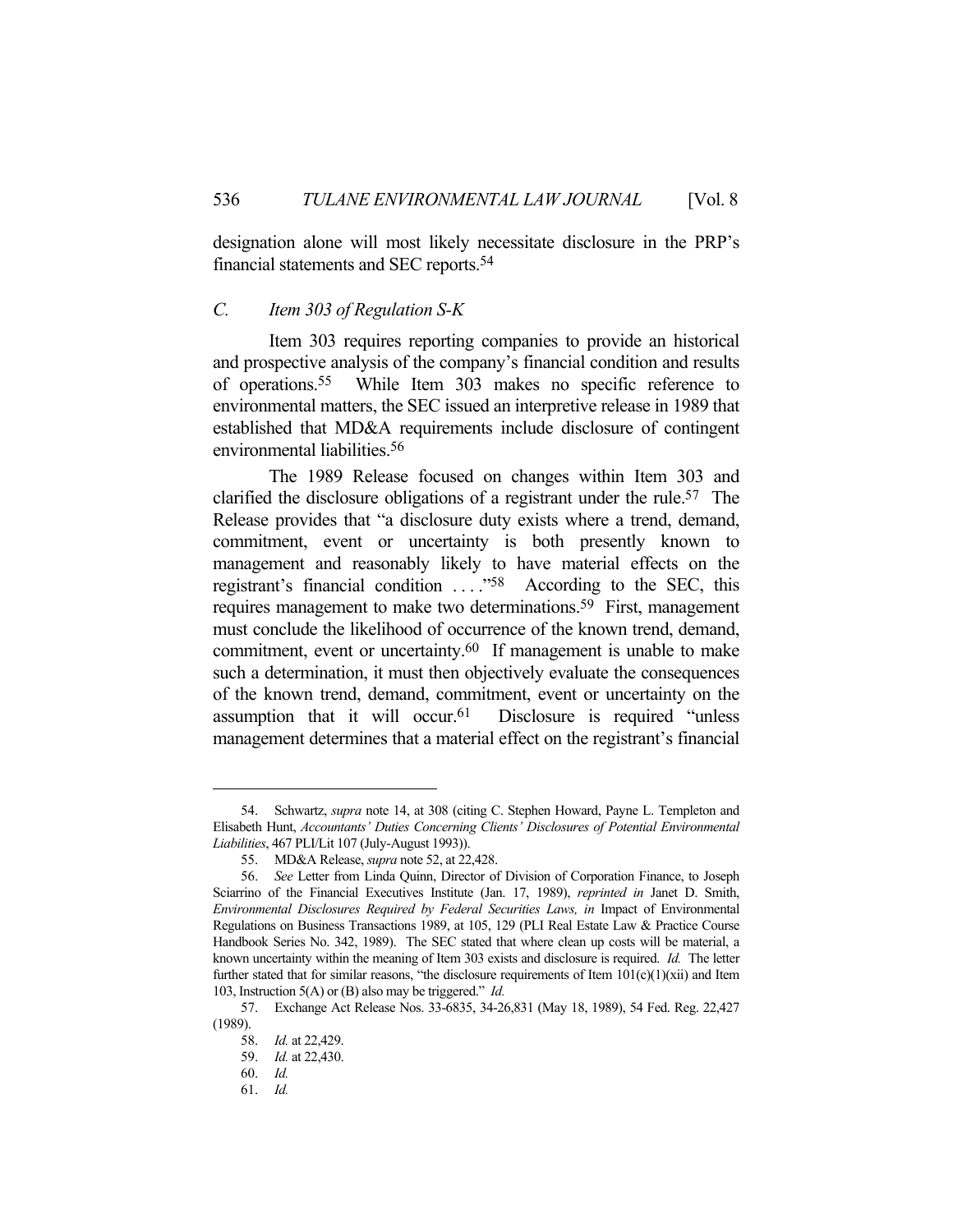designation alone will most likely necessitate disclosure in the PRP's financial statements and SEC reports.[54]

### C. Item 303 of Regulation S-K

Item 303 requires reporting companies to provide an historical and prospective analysis of the company's financial condition and results of operations.[55] While Item 303 makes no specific reference to environmental matters, the SEC issued an interpretive release in 1989 that established that MD&A requirements include disclosure of contingent environmental liabilities.[56]

The 1989 Release focused on changes within Item 303 and clarified the disclosure obligations of a registrant under the rule.[57] The Release provides that "a disclosure duty exists where a trend, demand, commitment, event or uncertainty is both presently known to management and reasonably likely to have material effects on the registrant's financial condition . . . ."[58] According to the SEC, this requires management to make two determinations.[59] First, management must conclude the likelihood of occurrence of the known trend, demand, commitment, event or uncertainty.[60] If management is unable to make such a determination, it must then objectively evaluate the consequences of the known trend, demand, commitment, event or uncertainty on the assumption that it will occur.[61] Disclosure is required "unless management determines that a material effect on the registrant's financial

---

54. Schwartz, *supra* note 14, at 308 (citing C. Stephen Howard, Payne L. Templeton and Elisabeth Hunt, *Accountants' Duties Concerning Clients' Disclosures of Potential Environmental Liabilities*, 467 PLI/Lit 107 (July-August 1993)).

55. MD&A Release, *supra* note 52, at 22,428.

56. *See* Letter from Linda Quinn, Director of Division of Corporation Finance, to Joseph Sciarrino of the Financial Executives Institute (Jan. 17, 1989), *reprinted in* Janet D. Smith, *Environmental Disclosures Required by Federal Securities Laws, in* Impact of Environmental Regulations on Business Transactions 1989, at 105, 129 (PLI Real Estate Law & Practice Course Handbook Series No. 342, 1989). The SEC stated that where clean up costs will be material, a known uncertainty within the meaning of Item 303 exists and disclosure is required. *Id.* The letter further stated that for similar reasons, "the disclosure requirements of Item 101(c)(1)(xii) and Item 103, Instruction 5(A) or (B) also may be triggered." *Id.*

57. Exchange Act Release Nos. 33-6835, 34-26,831 (May 18, 1989), 54 Fed. Reg. 22,427 (1989).

58. *Id.* at 22,429.

59. *Id.* at 22,430.

60. *Id.*

61. *Id.*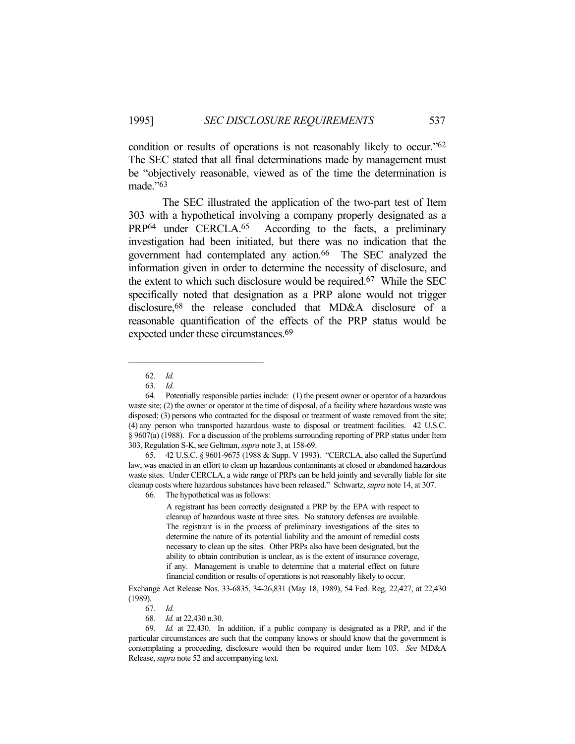condition or results of operations is not reasonably likely to occur."[62] The SEC stated that all final determinations made by management must be "objectively reasonable, viewed as of the time the determination is made."[63]

The SEC illustrated the application of the two-part test of Item 303 with a hypothetical involving a company properly designated as a PRP[64] under CERCLA.[65] According to the facts, a preliminary investigation had been initiated, but there was no indication that the government had contemplated any action.[66] The SEC analyzed the information given in order to determine the necessity of disclosure, and the extent to which such disclosure would be required.[67] While the SEC specifically noted that designation as a PRP alone would not trigger disclosure,[68] the release concluded that MD&A disclosure of a reasonable quantification of the effects of the PRP status would be expected under these circumstances.[69]

---

62. *Id.*

63. *Id.*

64. Potentially responsible parties include: (1) the present owner or operator of a hazardous waste site; (2) the owner or operator at the time of disposal, of a facility where hazardous waste was disposed; (3) persons who contracted for the disposal or treatment of waste removed from the site; (4) any person who transported hazardous waste to disposal or treatment facilities. 42 U.S.C. § 9607(a) (1988). For a discussion of the problems surrounding reporting of PRP status under Item 303, Regulation S-K, see Geltman, *supra* note 3, at 158-69.

65. 42 U.S.C. § 9601-9675 (1988 & Supp. V 1993). "CERCLA, also called the Superfund law, was enacted in an effort to clean up hazardous contaminants at closed or abandoned hazardous waste sites. Under CERCLA, a wide range of PRPs can be held jointly and severally liable for site cleanup costs where hazardous substances have been released." Schwartz, *supra* note 14, at 307.

66. The hypothetical was as follows:

> A registrant has been correctly designated a PRP by the EPA with respect to cleanup of hazardous waste at three sites. No statutory defenses are available. The registrant is in the process of preliminary investigations of the sites to determine the nature of its potential liability and the amount of remedial costs necessary to clean up the sites. Other PRPs also have been designated, but the ability to obtain contribution is unclear, as is the extent of insurance coverage, if any. Management is unable to determine that a material effect on future financial condition or results of operations is not reasonably likely to occur.

Exchange Act Release Nos. 33-6835, 34-26,831 (May 18, 1989), 54 Fed. Reg. 22,427, at 22,430 (1989).

67. *Id.*

68. *Id.* at 22,430 n.30.

69. *Id.* at 22,430. In addition, if a public company is designated as a PRP, and if the particular circumstances are such that the company knows or should know that the government is contemplating a proceeding, disclosure would then be required under Item 103. *See* MD&A Release, *supra* note 52 and accompanying text.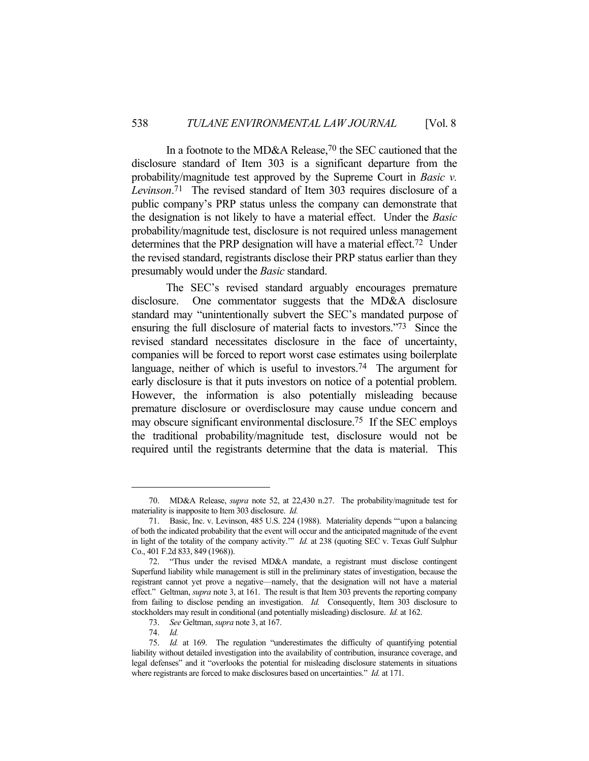In a footnote to the MD&A Release,[70] the SEC cautioned that the disclosure standard of Item 303 is a significant departure from the probability/magnitude test approved by the Supreme Court in *Basic v. Levinson*.[71] The revised standard of Item 303 requires disclosure of a public company's PRP status unless the company can demonstrate that the designation is not likely to have a material effect. Under the *Basic* probability/magnitude test, disclosure is not required unless management determines that the PRP designation will have a material effect.[72] Under the revised standard, registrants disclose their PRP status earlier than they presumably would under the *Basic* standard.

The SEC's revised standard arguably encourages premature disclosure. One commentator suggests that the MD&A disclosure standard may "unintentionally subvert the SEC's mandated purpose of ensuring the full disclosure of material facts to investors."[73] Since the revised standard necessitates disclosure in the face of uncertainty, companies will be forced to report worst case estimates using boilerplate language, neither of which is useful to investors.[74] The argument for early disclosure is that it puts investors on notice of a potential problem. However, the information is also potentially misleading because premature disclosure or overdisclosure may cause undue concern and may obscure significant environmental disclosure.[75] If the SEC employs the traditional probability/magnitude test, disclosure would not be required until the registrants determine that the data is material. This

---

70. MD&A Release, *supra* note 52, at 22,430 n.27. The probability/magnitude test for materiality is inapposite to Item 303 disclosure. *Id.*

71. Basic, Inc. v. Levinson, 485 U.S. 224 (1988). Materiality depends "'upon a balancing of both the indicated probability that the event will occur and the anticipated magnitude of the event in light of the totality of the company activity.'" *Id.* at 238 (quoting SEC v. Texas Gulf Sulphur Co., 401 F.2d 833, 849 (1968)).

72. "Thus under the revised MD&A mandate, a registrant must disclose contingent Superfund liability while management is still in the preliminary states of investigation, because the registrant cannot yet prove a negative—namely, that the designation will not have a material effect." Geltman, *supra* note 3, at 161. The result is that Item 303 prevents the reporting company from failing to disclose pending an investigation. *Id.* Consequently, Item 303 disclosure to stockholders may result in conditional (and potentially misleading) disclosure. *Id.* at 162.

73. *See* Geltman, *supra* note 3, at 167.

74. *Id.*

75. *Id.* at 169. The regulation "underestimates the difficulty of quantifying potential liability without detailed investigation into the availability of contribution, insurance coverage, and legal defenses" and it "overlooks the potential for misleading disclosure statements in situations where registrants are forced to make disclosures based on uncertainties." *Id.* at 171.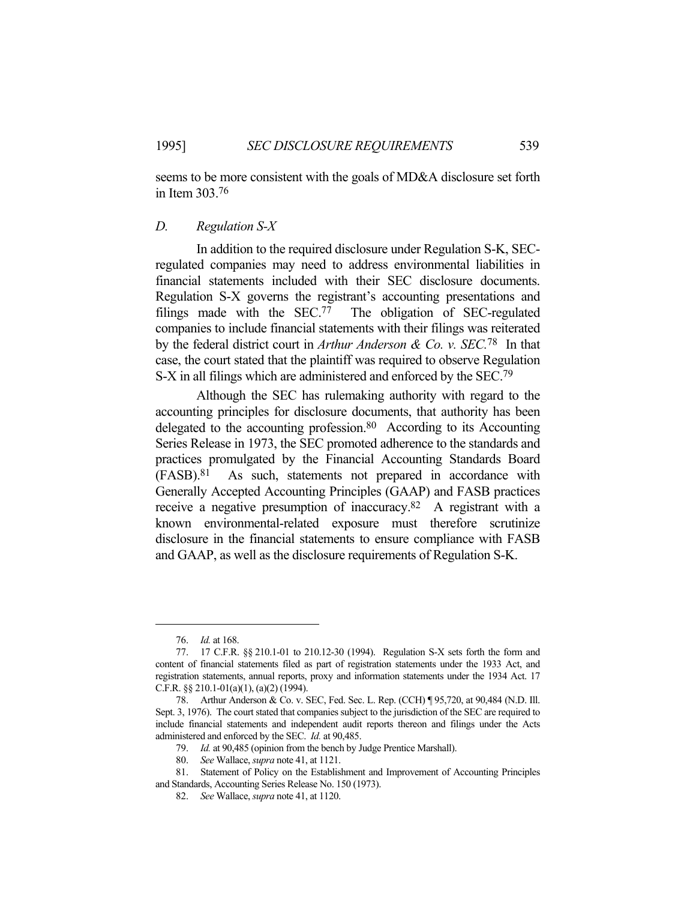seems to be more consistent with the goals of MD&A disclosure set forth in Item 303.[76]

### *D. Regulation S-X*

In addition to the required disclosure under Regulation S-K, SEC-regulated companies may need to address environmental liabilities in financial statements included with their SEC disclosure documents. Regulation S-X governs the registrant's accounting presentations and filings made with the SEC.[77] The obligation of SEC-regulated companies to include financial statements with their filings was reiterated by the federal district court in *Arthur Anderson & Co. v. SEC.*[78] In that case, the court stated that the plaintiff was required to observe Regulation S-X in all filings which are administered and enforced by the SEC.[79]

Although the SEC has rulemaking authority with regard to the accounting principles for disclosure documents, that authority has been delegated to the accounting profession.[80] According to its Accounting Series Release in 1973, the SEC promoted adherence to the standards and practices promulgated by the Financial Accounting Standards Board (FASB).[81] As such, statements not prepared in accordance with Generally Accepted Accounting Principles (GAAP) and FASB practices receive a negative presumption of inaccuracy.[82] A registrant with a known environmental-related exposure must therefore scrutinize disclosure in the financial statements to ensure compliance with FASB and GAAP, as well as the disclosure requirements of Regulation S-K.

---

76. *Id.* at 168.

77. 17 C.F.R. §§ 210.1-01 to 210.12-30 (1994). Regulation S-X sets forth the form and content of financial statements filed as part of registration statements under the 1933 Act, and registration statements, annual reports, proxy and information statements under the 1934 Act. 17 C.F.R. §§ 210.1-01(a)(1), (a)(2) (1994).

78. Arthur Anderson & Co. v. SEC, Fed. Sec. L. Rep. (CCH) ¶ 95,720, at 90,484 (N.D. Ill. Sept. 3, 1976). The court stated that companies subject to the jurisdiction of the SEC are required to include financial statements and independent audit reports thereon and filings under the Acts administered and enforced by the SEC. *Id.* at 90,485.

79. *Id.* at 90,485 (opinion from the bench by Judge Prentice Marshall).

80. *See* Wallace, *supra* note 41, at 1121.

81. Statement of Policy on the Establishment and Improvement of Accounting Principles and Standards, Accounting Series Release No. 150 (1973).

82. *See* Wallace, *supra* note 41, at 1120.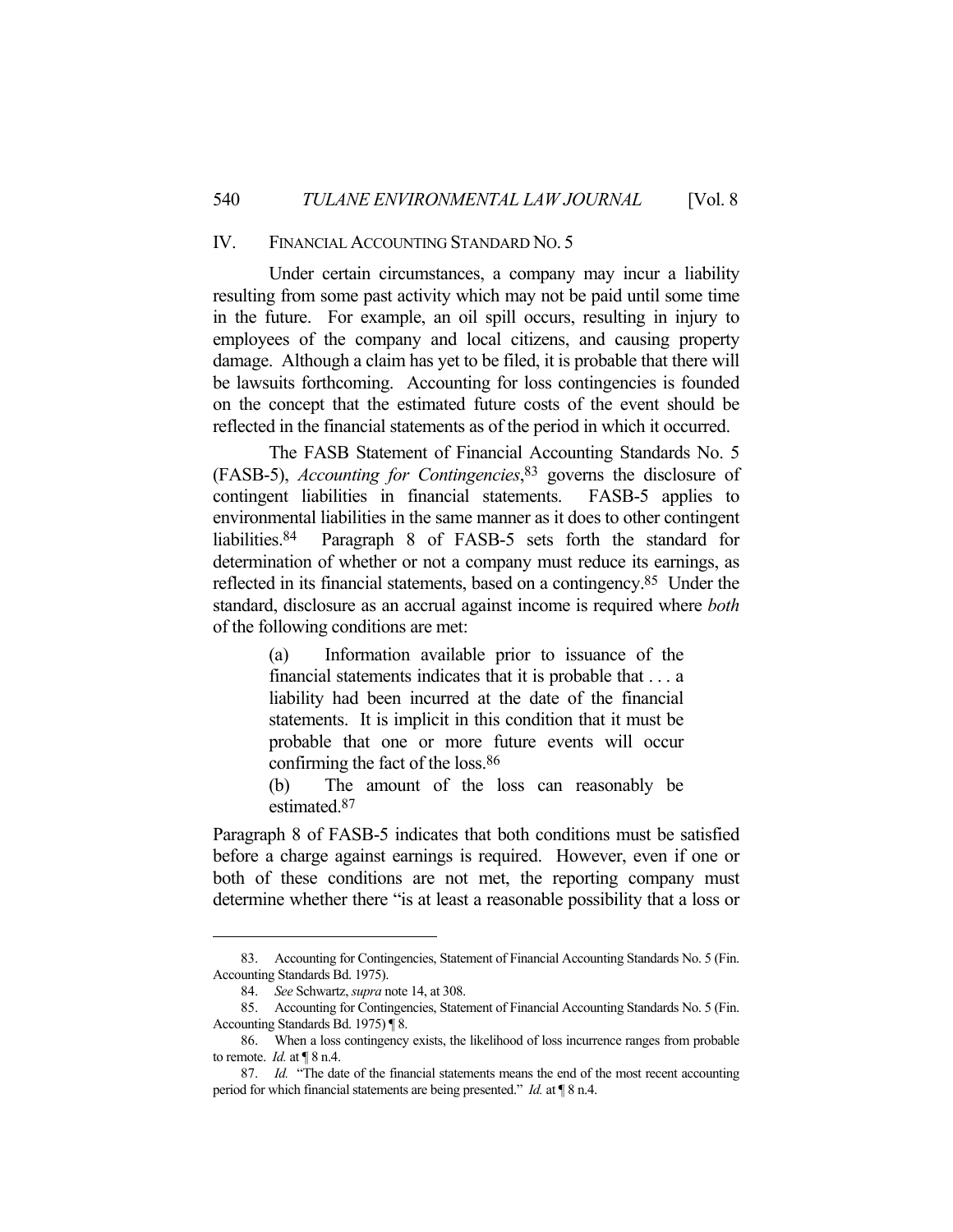## IV. FINANCIAL ACCOUNTING STANDARD NO. 5

Under certain circumstances, a company may incur a liability resulting from some past activity which may not be paid until some time in the future. For example, an oil spill occurs, resulting in injury to employees of the company and local citizens, and causing property damage. Although a claim has yet to be filed, it is probable that there will be lawsuits forthcoming. Accounting for loss contingencies is founded on the concept that the estimated future costs of the event should be reflected in the financial statements as of the period in which it occurred.

The FASB Statement of Financial Accounting Standards No. 5 (FASB-5), *Accounting for Contingencies*,[83] governs the disclosure of contingent liabilities in financial statements. FASB-5 applies to environmental liabilities in the same manner as it does to other contingent liabilities.[84] Paragraph 8 of FASB-5 sets forth the standard for determination of whether or not a company must reduce its earnings, as reflected in its financial statements, based on a contingency.[85] Under the standard, disclosure as an accrual against income is required where *both* of the following conditions are met:

> (a) Information available prior to issuance of the financial statements indicates that it is probable that . . . a liability had been incurred at the date of the financial statements. It is implicit in this condition that it must be probable that one or more future events will occur confirming the fact of the loss.[86]
>
> (b) The amount of the loss can reasonably be estimated.[87]

Paragraph 8 of FASB-5 indicates that both conditions must be satisfied before a charge against earnings is required. However, even if one or both of these conditions are not met, the reporting company must determine whether there "is at least a reasonable possibility that a loss or

---

83. Accounting for Contingencies, Statement of Financial Accounting Standards No. 5 (Fin. Accounting Standards Bd. 1975).

84. *See* Schwartz, *supra* note 14, at 308.

85. Accounting for Contingencies, Statement of Financial Accounting Standards No. 5 (Fin. Accounting Standards Bd. 1975) ¶ 8.

86. When a loss contingency exists, the likelihood of loss incurrence ranges from probable to remote. *Id.* at ¶ 8 n.4.

87. *Id.* "The date of the financial statements means the end of the most recent accounting period for which financial statements are being presented." *Id.* at ¶ 8 n.4.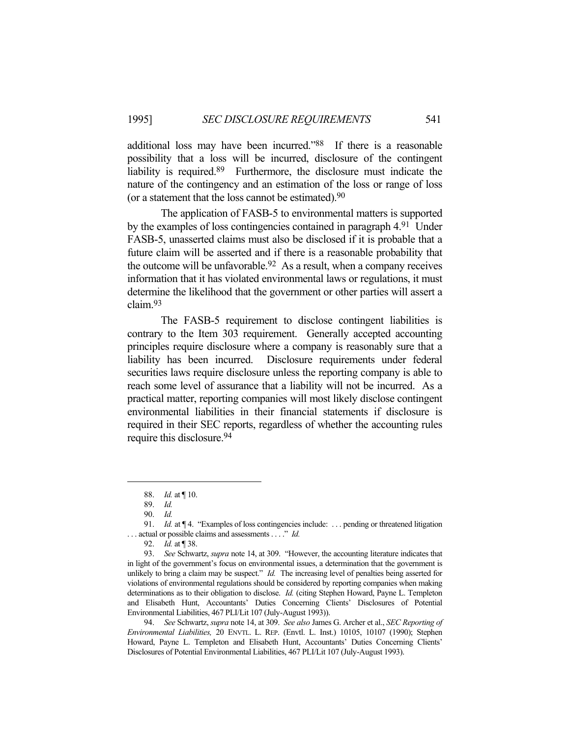additional loss may have been incurred."[88] If there is a reasonable possibility that a loss will be incurred, disclosure of the contingent liability is required.[89] Furthermore, the disclosure must indicate the nature of the contingency and an estimation of the loss or range of loss (or a statement that the loss cannot be estimated).[90]

The application of FASB-5 to environmental matters is supported by the examples of loss contingencies contained in paragraph 4.[91] Under FASB-5, unasserted claims must also be disclosed if it is probable that a future claim will be asserted and if there is a reasonable probability that the outcome will be unfavorable.[92] As a result, when a company receives information that it has violated environmental laws or regulations, it must determine the likelihood that the government or other parties will assert a claim.[93]

The FASB-5 requirement to disclose contingent liabilities is contrary to the Item 303 requirement. Generally accepted accounting principles require disclosure where a company is reasonably sure that a liability has been incurred. Disclosure requirements under federal securities laws require disclosure unless the reporting company is able to reach some level of assurance that a liability will not be incurred. As a practical matter, reporting companies will most likely disclose contingent environmental liabilities in their financial statements if disclosure is required in their SEC reports, regardless of whether the accounting rules require this disclosure.[94]

---

88. *Id.* at ¶ 10.

89. *Id.*

90. *Id.*

91. *Id.* at ¶ 4. "Examples of loss contingencies include: . . . pending or threatened litigation . . . actual or possible claims and assessments . . . ." *Id.*

92. *Id.* at ¶ 38.

93. *See* Schwartz, *supra* note 14, at 309. "However, the accounting literature indicates that in light of the government's focus on environmental issues, a determination that the government is unlikely to bring a claim may be suspect." *Id.* The increasing level of penalties being asserted for violations of environmental regulations should be considered by reporting companies when making determinations as to their obligation to disclose. *Id.* (citing Stephen Howard, Payne L. Templeton and Elisabeth Hunt, Accountants' Duties Concerning Clients' Disclosures of Potential Environmental Liabilities, 467 PLI/Lit 107 (July-August 1993)).

94. *See* Schwartz, *supra* note 14, at 309. *See also* James G. Archer et al., *SEC Reporting of Environmental Liabilities,* 20 ENVTL. L. REP. (Envtl. L. Inst.) 10105, 10107 (1990); Stephen Howard, Payne L. Templeton and Elisabeth Hunt, Accountants' Duties Concerning Clients' Disclosures of Potential Environmental Liabilities, 467 PLI/Lit 107 (July-August 1993).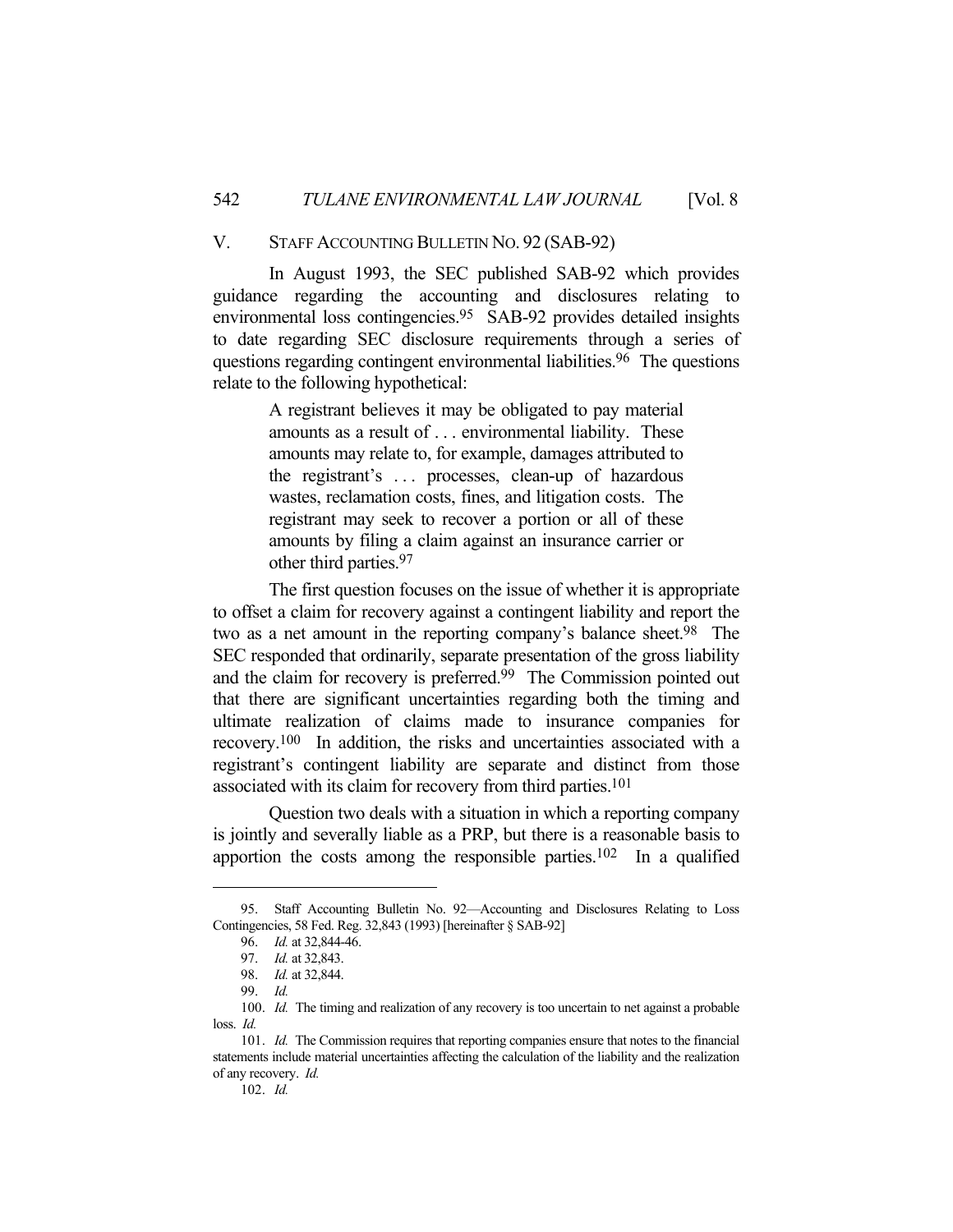## V. STAFF ACCOUNTING BULLETIN NO. 92 (SAB-92)

In August 1993, the SEC published SAB-92 which provides guidance regarding the accounting and disclosures relating to environmental loss contingencies.[95] SAB-92 provides detailed insights to date regarding SEC disclosure requirements through a series of questions regarding contingent environmental liabilities.[96] The questions relate to the following hypothetical:

> A registrant believes it may be obligated to pay material amounts as a result of . . . environmental liability. These amounts may relate to, for example, damages attributed to the registrant's . . . processes, clean-up of hazardous wastes, reclamation costs, fines, and litigation costs. The registrant may seek to recover a portion or all of these amounts by filing a claim against an insurance carrier or other third parties.[97]

The first question focuses on the issue of whether it is appropriate to offset a claim for recovery against a contingent liability and report the two as a net amount in the reporting company's balance sheet.[98] The SEC responded that ordinarily, separate presentation of the gross liability and the claim for recovery is preferred.[99] The Commission pointed out that there are significant uncertainties regarding both the timing and ultimate realization of claims made to insurance companies for recovery.[100] In addition, the risks and uncertainties associated with a registrant's contingent liability are separate and distinct from those associated with its claim for recovery from third parties.[101]

Question two deals with a situation in which a reporting company is jointly and severally liable as a PRP, but there is a reasonable basis to apportion the costs among the responsible parties.[102] In a qualified

---

95. Staff Accounting Bulletin No. 92—Accounting and Disclosures Relating to Loss Contingencies, 58 Fed. Reg. 32,843 (1993) [hereinafter § SAB-92]

96. *Id.* at 32,844-46.

97. *Id.* at 32,843.

98. *Id.* at 32,844.

99. *Id.*

100. *Id.* The timing and realization of any recovery is too uncertain to net against a probable loss. *Id.*

101. *Id.* The Commission requires that reporting companies ensure that notes to the financial statements include material uncertainties affecting the calculation of the liability and the realization of any recovery. *Id.*

102. *Id.*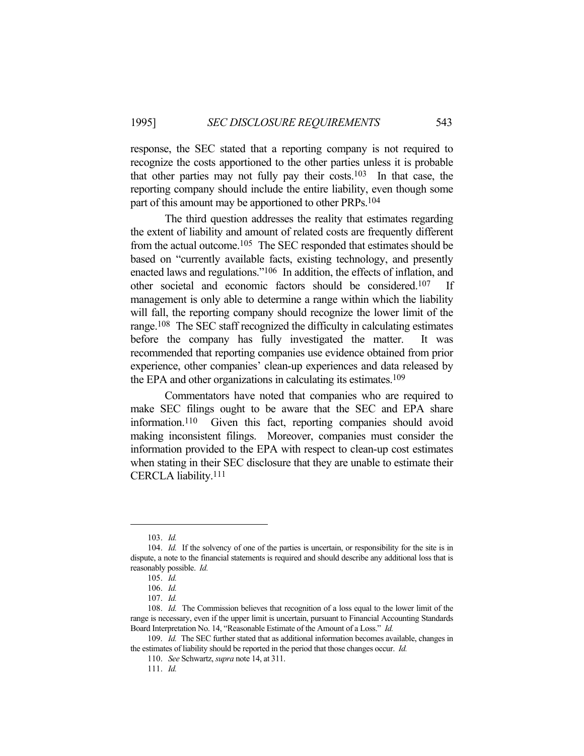response, the SEC stated that a reporting company is not required to recognize the costs apportioned to the other parties unless it is probable that other parties may not fully pay their costs.[103] In that case, the reporting company should include the entire liability, even though some part of this amount may be apportioned to other PRPs.[104]

The third question addresses the reality that estimates regarding the extent of liability and amount of related costs are frequently different from the actual outcome.[105] The SEC responded that estimates should be based on "currently available facts, existing technology, and presently enacted laws and regulations."[106] In addition, the effects of inflation, and other societal and economic factors should be considered.[107] If management is only able to determine a range within which the liability will fall, the reporting company should recognize the lower limit of the range.[108] The SEC staff recognized the difficulty in calculating estimates before the company has fully investigated the matter. It was recommended that reporting companies use evidence obtained from prior experience, other companies' clean-up experiences and data released by the EPA and other organizations in calculating its estimates.[109]

Commentators have noted that companies who are required to make SEC filings ought to be aware that the SEC and EPA share information.[110] Given this fact, reporting companies should avoid making inconsistent filings. Moreover, companies must consider the information provided to the EPA with respect to clean-up cost estimates when stating in their SEC disclosure that they are unable to estimate their CERCLA liability.[111]

---

103. *Id.*

104. *Id.* If the solvency of one of the parties is uncertain, or responsibility for the site is in dispute, a note to the financial statements is required and should describe any additional loss that is reasonably possible. *Id.*

105. *Id.*

106. *Id.*

107. *Id.*

108. *Id.* The Commission believes that recognition of a loss equal to the lower limit of the range is necessary, even if the upper limit is uncertain, pursuant to Financial Accounting Standards Board Interpretation No. 14, "Reasonable Estimate of the Amount of a Loss." *Id.*

109. *Id.* The SEC further stated that as additional information becomes available, changes in the estimates of liability should be reported in the period that those changes occur. *Id.*

110. *See* Schwartz, *supra* note 14, at 311.

111. *Id.*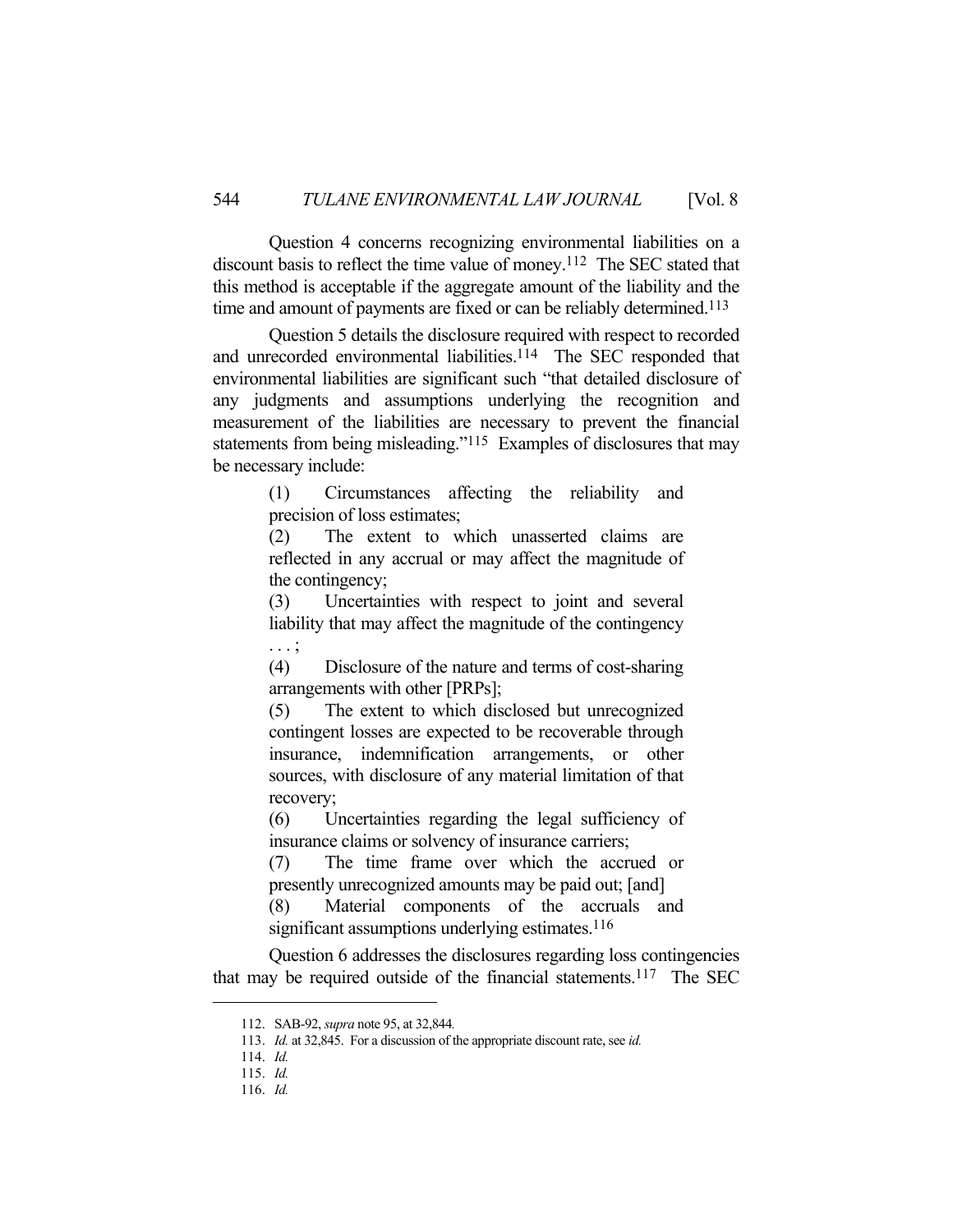Question 4 concerns recognizing environmental liabilities on a discount basis to reflect the time value of money.[112] The SEC stated that this method is acceptable if the aggregate amount of the liability and the time and amount of payments are fixed or can be reliably determined.[113]

Question 5 details the disclosure required with respect to recorded and unrecorded environmental liabilities.[114] The SEC responded that environmental liabilities are significant such "that detailed disclosure of any judgments and assumptions underlying the recognition and measurement of the liabilities are necessary to prevent the financial statements from being misleading."[115] Examples of disclosures that may be necessary include:

> (1) Circumstances affecting the reliability and precision of loss estimates;
> (2) The extent to which unasserted claims are reflected in any accrual or may affect the magnitude of the contingency;
> (3) Uncertainties with respect to joint and several liability that may affect the magnitude of the contingency . . . ;
> (4) Disclosure of the nature and terms of cost-sharing arrangements with other [PRPs];
> (5) The extent to which disclosed but unrecognized contingent losses are expected to be recoverable through insurance, indemnification arrangements, or other sources, with disclosure of any material limitation of that recovery;
> (6) Uncertainties regarding the legal sufficiency of insurance claims or solvency of insurance carriers;
> (7) The time frame over which the accrued or presently unrecognized amounts may be paid out; [and]
> (8) Material components of the accruals and significant assumptions underlying estimates.[116]

Question 6 addresses the disclosures regarding loss contingencies that may be required outside of the financial statements.[117] The SEC

---

112. SAB-92, *supra* note 95, at 32,844.
113. *Id.* at 32,845. For a discussion of the appropriate discount rate, see *id.*
114. *Id.*
115. *Id.*
116. *Id.*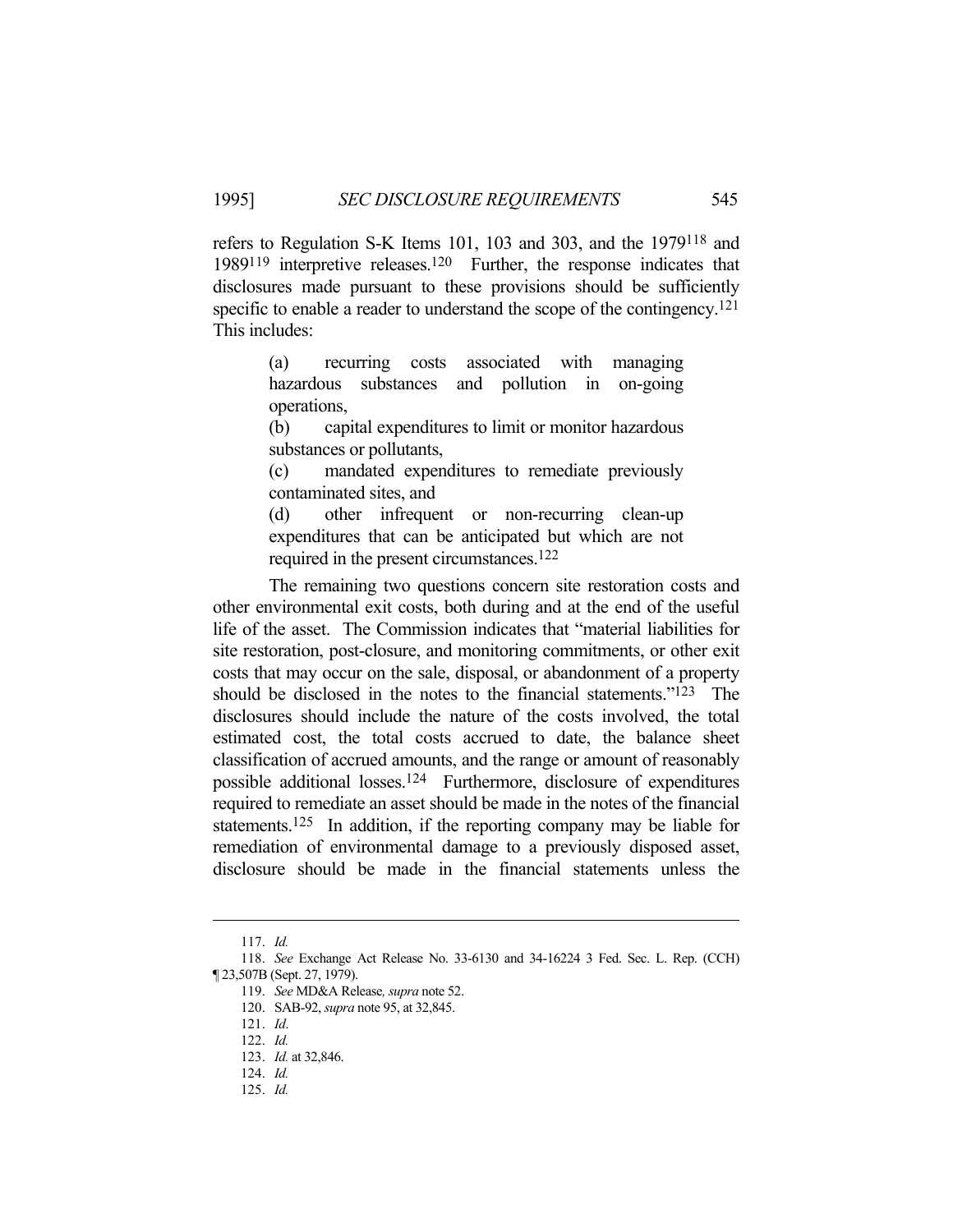refers to Regulation S-K Items 101, 103 and 303, and the 1979[118] and 1989[119] interpretive releases.[120] Further, the response indicates that disclosures made pursuant to these provisions should be sufficiently specific to enable a reader to understand the scope of the contingency.[121] This includes:

> (a) recurring costs associated with managing hazardous substances and pollution in on-going operations,
>
> (b) capital expenditures to limit or monitor hazardous substances or pollutants,
>
> (c) mandated expenditures to remediate previously contaminated sites, and
>
> (d) other infrequent or non-recurring clean-up expenditures that can be anticipated but which are not required in the present circumstances.[122]

The remaining two questions concern site restoration costs and other environmental exit costs, both during and at the end of the useful life of the asset. The Commission indicates that "material liabilities for site restoration, post-closure, and monitoring commitments, or other exit costs that may occur on the sale, disposal, or abandonment of a property should be disclosed in the notes to the financial statements."[123] The disclosures should include the nature of the costs involved, the total estimated cost, the total costs accrued to date, the balance sheet classification of accrued amounts, and the range or amount of reasonably possible additional losses.[124] Furthermore, disclosure of expenditures required to remediate an asset should be made in the notes of the financial statements.[125] In addition, if the reporting company may be liable for remediation of environmental damage to a previously disposed asset, disclosure should be made in the financial statements unless the

---

117. *Id.*

118. *See* Exchange Act Release No. 33-6130 and 34-16224 3 Fed. Sec. L. Rep. (CCH) ¶ 23,507B (Sept. 27, 1979).

119. *See* MD&A Release*, supra* note 52.

120. SAB-92, *supra* note 95, at 32,845.

121. *Id*.

122. *Id.*

123. *Id.* at 32,846.

124. *Id.*

125. *Id.*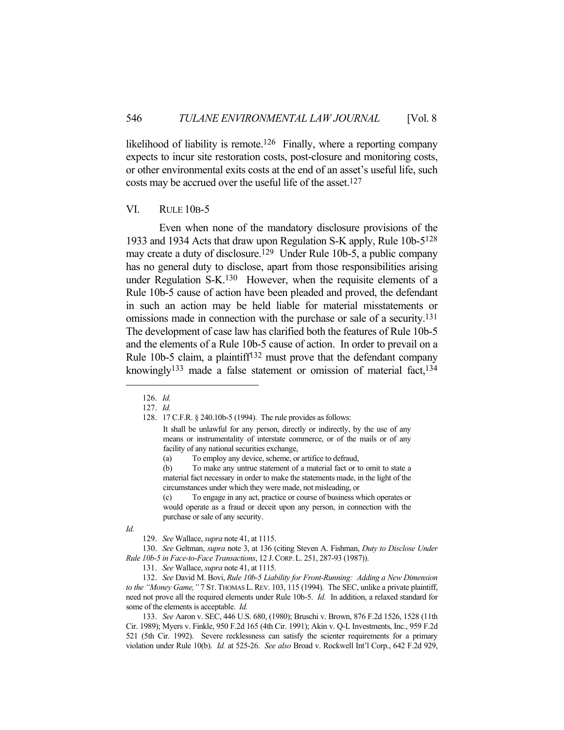likelihood of liability is remote.[126] Finally, where a reporting company expects to incur site restoration costs, post-closure and monitoring costs, or other environmental exits costs at the end of an asset's useful life, such costs may be accrued over the useful life of the asset.[127]

## VI. RULE 10B-5

Even when none of the mandatory disclosure provisions of the 1933 and 1934 Acts that draw upon Regulation S-K apply, Rule 10b-5[128] may create a duty of disclosure.[129] Under Rule 10b-5, a public company has no general duty to disclose, apart from those responsibilities arising under Regulation S-K.[130] However, when the requisite elements of a Rule 10b-5 cause of action have been pleaded and proved, the defendant in such an action may be held liable for material misstatements or omissions made in connection with the purchase or sale of a security.[131] The development of case law has clarified both the features of Rule 10b-5 and the elements of a Rule 10b-5 cause of action. In order to prevail on a Rule 10b-5 claim, a plaintiff[132] must prove that the defendant company knowingly[133] made a false statement or omission of material fact,[134]

---

126. *Id.*

127. *Id.*

128. 17 C.F.R. § 240.10b-5 (1994). The rule provides as follows:

> It shall be unlawful for any person, directly or indirectly, by the use of any means or instrumentality of interstate commerce, or of the mails or of any facility of any national securities exchange,
>
> (a) To employ any device, scheme, or artifice to defraud,
>
> (b) To make any untrue statement of a material fact or to omit to state a material fact necessary in order to make the statements made, in the light of the circumstances under which they were made, not misleading, or
>
> (c) To engage in any act, practice or course of business which operates or would operate as a fraud or deceit upon any person, in connection with the purchase or sale of any security.

*Id.*

129. *See* Wallace, *supra* note 41, at 1115.

130. *See* Geltman, *supra* note 3, at 136 (citing Steven A. Fishman, *Duty to Disclose Under Rule 10b-5 in Face-to-Face Transactions*, 12 J. CORP. L. 251, 287-93 (1987)).

131. *See* Wallace, *supra* note 41, at 1115.

132. *See* David M. Bovi, *Rule 10b-5 Liability for Front-Running: Adding a New Dimension to the "Money Game,"* 7 ST. THOMAS L. REV. 103, 115 (1994). The SEC, unlike a private plaintiff, need not prove all the required elements under Rule 10b-5. *Id.* In addition, a relaxed standard for some of the elements is acceptable. *Id.*

133. *See* Aaron v. SEC, 446 U.S. 680, (1980); Bruschi v. Brown, 876 F.2d 1526, 1528 (11th Cir. 1989); Myers v. Finkle, 950 F.2d 165 (4th Cir. 1991); Akin v. Q-L Investments, Inc., 959 F.2d 521 (5th Cir. 1992). Severe recklessness can satisfy the scienter requirements for a primary violation under Rule 10(b). *Id.* at 525-26. *See also* Broad v. Rockwell Int'l Corp., 642 F.2d 929,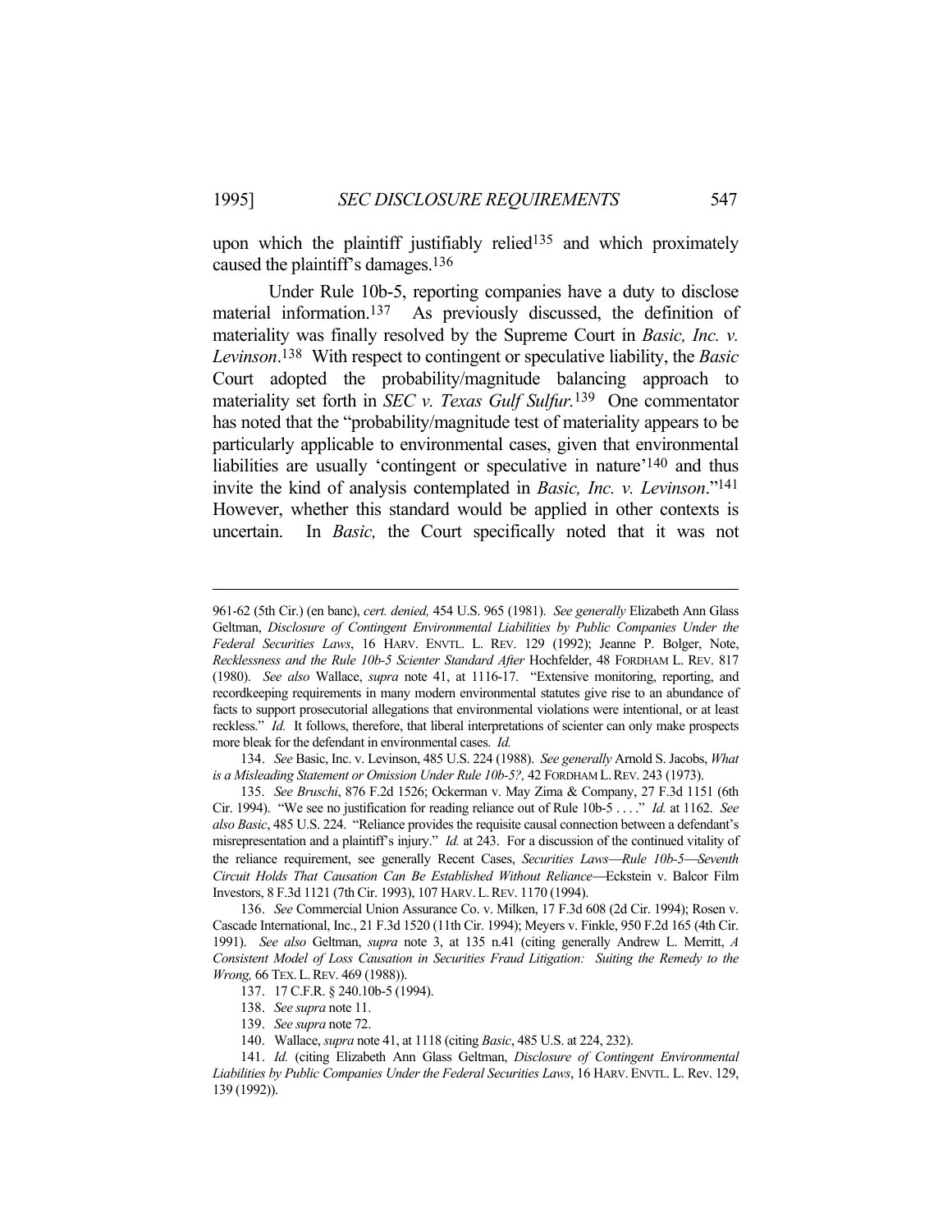upon which the plaintiff justifiably relied[135] and which proximately caused the plaintiff's damages.[136]

Under Rule 10b-5, reporting companies have a duty to disclose material information.[137] As previously discussed, the definition of materiality was finally resolved by the Supreme Court in *Basic, Inc. v. Levinson*.[138] With respect to contingent or speculative liability, the *Basic* Court adopted the probability/magnitude balancing approach to materiality set forth in *SEC v. Texas Gulf Sulfur.*[139] One commentator has noted that the "probability/magnitude test of materiality appears to be particularly applicable to environmental cases, given that environmental liabilities are usually 'contingent or speculative in nature'[140] and thus invite the kind of analysis contemplated in *Basic, Inc. v. Levinson*."[141] However, whether this standard would be applied in other contexts is uncertain. In *Basic,* the Court specifically noted that it was not

---

961-62 (5th Cir.) (en banc), *cert. denied,* 454 U.S. 965 (1981). *See generally* Elizabeth Ann Glass Geltman, *Disclosure of Contingent Environmental Liabilities by Public Companies Under the Federal Securities Laws*, 16 HARV. ENVTL. L. REV. 129 (1992); Jeanne P. Bolger, Note, *Recklessness and the Rule 10b-5 Scienter Standard After* Hochfelder, 48 FORDHAM L. REV. 817 (1980). *See also* Wallace, *supra* note 41, at 1116-17. "Extensive monitoring, reporting, and recordkeeping requirements in many modern environmental statutes give rise to an abundance of facts to support prosecutorial allegations that environmental violations were intentional, or at least reckless." *Id.* It follows, therefore, that liberal interpretations of scienter can only make prospects more bleak for the defendant in environmental cases. *Id.*

134. *See* Basic, Inc. v. Levinson, 485 U.S. 224 (1988). *See generally* Arnold S. Jacobs, *What is a Misleading Statement or Omission Under Rule 10b-5?,* 42 FORDHAM L. REV. 243 (1973).

135. *See Bruschi*, 876 F.2d 1526; Ockerman v. May Zima & Company, 27 F.3d 1151 (6th Cir. 1994). "We see no justification for reading reliance out of Rule 10b-5 . . . ." *Id.* at 1162. *See also Basic*, 485 U.S. 224. "Reliance provides the requisite causal connection between a defendant's misrepresentation and a plaintiff's injury." *Id.* at 243. For a discussion of the continued vitality of the reliance requirement, see generally Recent Cases, *Securities Laws—Rule 10b-5—Seventh Circuit Holds That Causation Can Be Established Without Reliance*—Eckstein v. Balcor Film Investors, 8 F.3d 1121 (7th Cir. 1993), 107 HARV. L. REV. 1170 (1994).

136. *See* Commercial Union Assurance Co. v. Milken, 17 F.3d 608 (2d Cir. 1994); Rosen v. Cascade International, Inc., 21 F.3d 1520 (11th Cir. 1994); Meyers v. Finkle, 950 F.2d 165 (4th Cir. 1991). *See also* Geltman, *supra* note 3, at 135 n.41 (citing generally Andrew L. Merritt, *A Consistent Model of Loss Causation in Securities Fraud Litigation: Suiting the Remedy to the Wrong,* 66 TEX. L. REV. 469 (1988)).

137. 17 C.F.R. § 240.10b-5 (1994).

138. *See supra* note 11.

139. *See supra* note 72.

140. Wallace, *supra* note 41, at 1118 (citing *Basic*, 485 U.S. at 224, 232).

141. *Id.* (citing Elizabeth Ann Glass Geltman, *Disclosure of Contingent Environmental Liabilities by Public Companies Under the Federal Securities Laws*, 16 HARV. ENVTL. L. Rev. 129, 139 (1992)).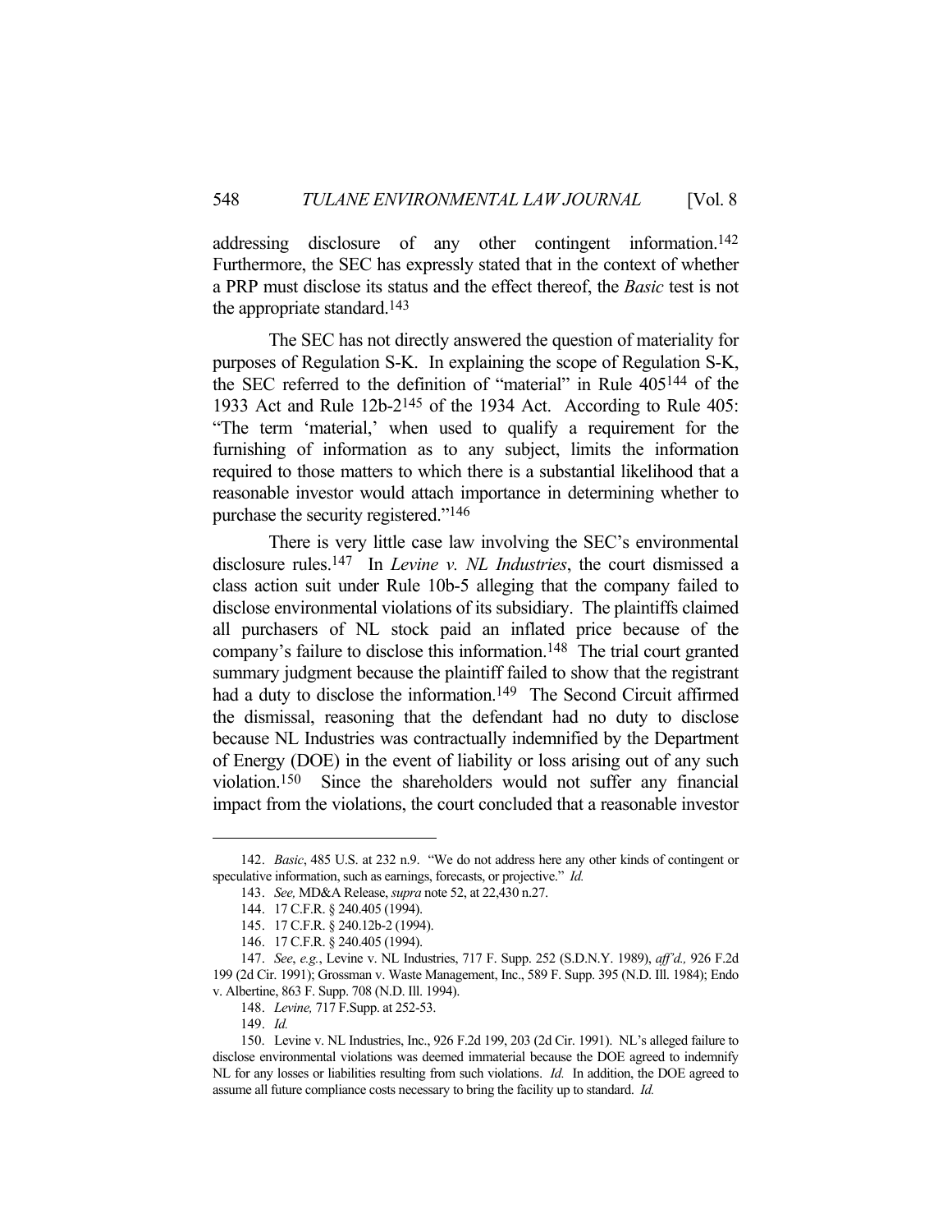addressing disclosure of any other contingent information.[142] Furthermore, the SEC has expressly stated that in the context of whether a PRP must disclose its status and the effect thereof, the *Basic* test is not the appropriate standard.[143]

The SEC has not directly answered the question of materiality for purposes of Regulation S-K. In explaining the scope of Regulation S-K, the SEC referred to the definition of "material" in Rule 405[144] of the 1933 Act and Rule 12b-2[145] of the 1934 Act. According to Rule 405: "The term 'material,' when used to qualify a requirement for the furnishing of information as to any subject, limits the information required to those matters to which there is a substantial likelihood that a reasonable investor would attach importance in determining whether to purchase the security registered."[146]

There is very little case law involving the SEC's environmental disclosure rules.[147] In *Levine v. NL Industries*, the court dismissed a class action suit under Rule 10b-5 alleging that the company failed to disclose environmental violations of its subsidiary. The plaintiffs claimed all purchasers of NL stock paid an inflated price because of the company's failure to disclose this information.[148] The trial court granted summary judgment because the plaintiff failed to show that the registrant had a duty to disclose the information.[149] The Second Circuit affirmed the dismissal, reasoning that the defendant had no duty to disclose because NL Industries was contractually indemnified by the Department of Energy (DOE) in the event of liability or loss arising out of any such violation.[150] Since the shareholders would not suffer any financial impact from the violations, the court concluded that a reasonable investor

---

142. *Basic*, 485 U.S. at 232 n.9. "We do not address here any other kinds of contingent or speculative information, such as earnings, forecasts, or projective." *Id.*

143. *See,* MD&A Release, *supra* note 52, at 22,430 n.27.

144. 17 C.F.R. § 240.405 (1994).

145. 17 C.F.R. § 240.12b-2 (1994).

146. 17 C.F.R. § 240.405 (1994).

147. *See*, *e.g.*, Levine v. NL Industries, 717 F. Supp. 252 (S.D.N.Y. 1989), *aff'd.,* 926 F.2d 199 (2d Cir. 1991); Grossman v. Waste Management, Inc., 589 F. Supp. 395 (N.D. Ill. 1984); Endo v. Albertine, 863 F. Supp. 708 (N.D. Ill. 1994).

148. *Levine,* 717 F.Supp. at 252-53.

149. *Id.*

150. Levine v. NL Industries, Inc., 926 F.2d 199, 203 (2d Cir. 1991). NL's alleged failure to disclose environmental violations was deemed immaterial because the DOE agreed to indemnify NL for any losses or liabilities resulting from such violations. *Id.* In addition, the DOE agreed to assume all future compliance costs necessary to bring the facility up to standard. *Id.*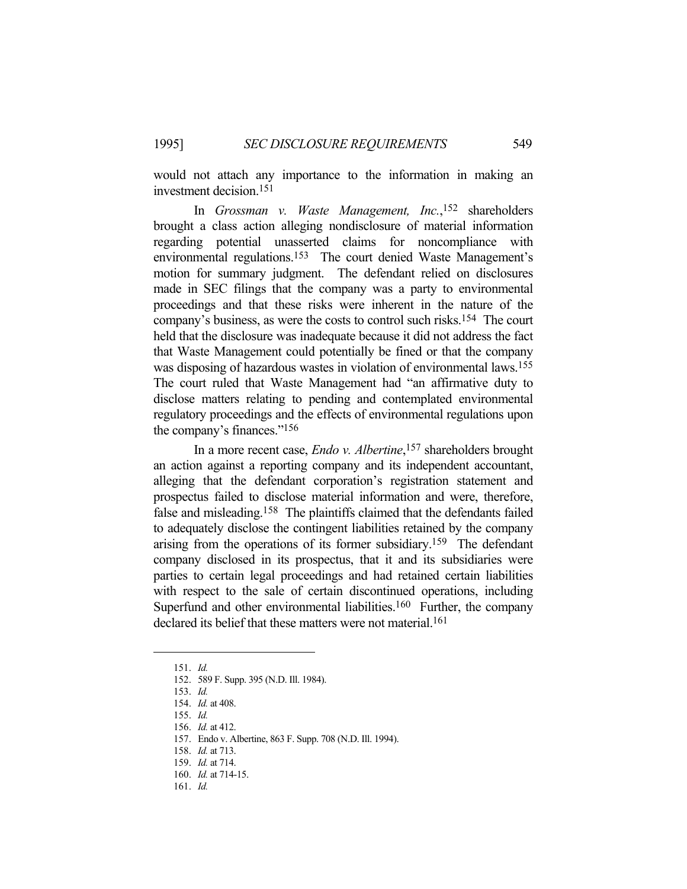would not attach any importance to the information in making an investment decision.[151]

In *Grossman v. Waste Management, Inc.*,[152] shareholders brought a class action alleging nondisclosure of material information regarding potential unasserted claims for noncompliance with environmental regulations.[153] The court denied Waste Management's motion for summary judgment. The defendant relied on disclosures made in SEC filings that the company was a party to environmental proceedings and that these risks were inherent in the nature of the company's business, as were the costs to control such risks.[154] The court held that the disclosure was inadequate because it did not address the fact that Waste Management could potentially be fined or that the company was disposing of hazardous wastes in violation of environmental laws.[155] The court ruled that Waste Management had "an affirmative duty to disclose matters relating to pending and contemplated environmental regulatory proceedings and the effects of environmental regulations upon the company's finances."[156]

In a more recent case, *Endo v. Albertine*,[157] shareholders brought an action against a reporting company and its independent accountant, alleging that the defendant corporation's registration statement and prospectus failed to disclose material information and were, therefore, false and misleading.[158] The plaintiffs claimed that the defendants failed to adequately disclose the contingent liabilities retained by the company arising from the operations of its former subsidiary.[159] The defendant company disclosed in its prospectus, that it and its subsidiaries were parties to certain legal proceedings and had retained certain liabilities with respect to the sale of certain discontinued operations, including Superfund and other environmental liabilities.[160] Further, the company declared its belief that these matters were not material.[161]

---

151. *Id.*
152. 589 F. Supp. 395 (N.D. Ill. 1984).
153. *Id.*
154. *Id.* at 408.
155. *Id.*
156. *Id.* at 412.
157. Endo v. Albertine, 863 F. Supp. 708 (N.D. Ill. 1994).
158. *Id.* at 713.
159. *Id.* at 714.
160. *Id.* at 714-15.
161. *Id.*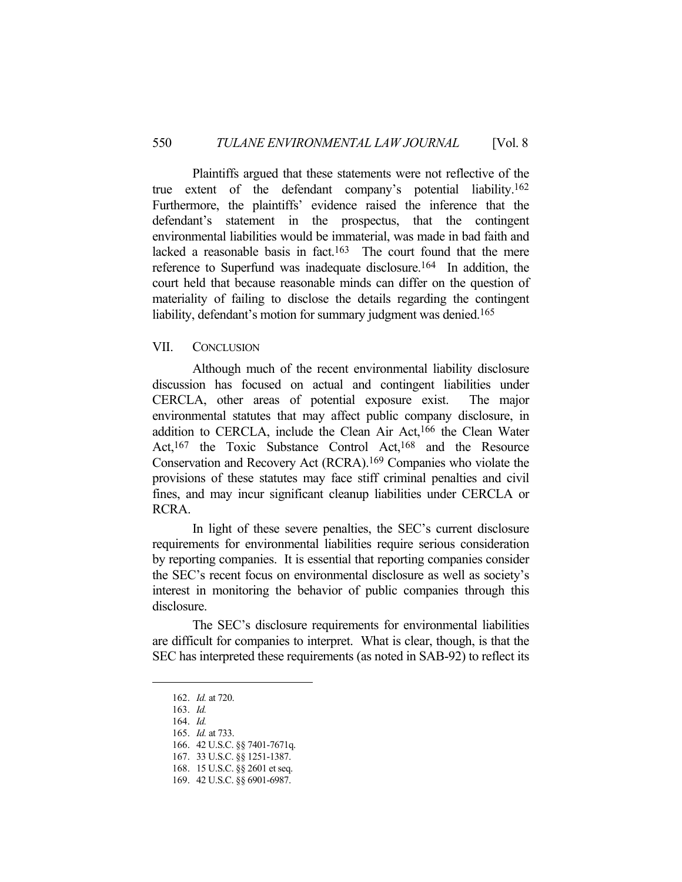Plaintiffs argued that these statements were not reflective of the true extent of the defendant company's potential liability.[162] Furthermore, the plaintiffs' evidence raised the inference that the defendant's statement in the prospectus, that the contingent environmental liabilities would be immaterial, was made in bad faith and lacked a reasonable basis in fact.[163] The court found that the mere reference to Superfund was inadequate disclosure.[164] In addition, the court held that because reasonable minds can differ on the question of materiality of failing to disclose the details regarding the contingent liability, defendant's motion for summary judgment was denied.[165]

## VII. CONCLUSION

Although much of the recent environmental liability disclosure discussion has focused on actual and contingent liabilities under CERCLA, other areas of potential exposure exist. The major environmental statutes that may affect public company disclosure, in addition to CERCLA, include the Clean Air Act,[166] the Clean Water Act,[167] the Toxic Substance Control Act,[168] and the Resource Conservation and Recovery Act (RCRA).[169] Companies who violate the provisions of these statutes may face stiff criminal penalties and civil fines, and may incur significant cleanup liabilities under CERCLA or RCRA.

In light of these severe penalties, the SEC's current disclosure requirements for environmental liabilities require serious consideration by reporting companies. It is essential that reporting companies consider the SEC's recent focus on environmental disclosure as well as society's interest in monitoring the behavior of public companies through this disclosure.

The SEC's disclosure requirements for environmental liabilities are difficult for companies to interpret. What is clear, though, is that the SEC has interpreted these requirements (as noted in SAB-92) to reflect its

---

162. *Id.* at 720.
163. *Id.*
164. *Id.*
165. *Id.* at 733.
166. 42 U.S.C. §§ 7401-7671q.
167. 33 U.S.C. §§ 1251-1387.
168. 15 U.S.C. §§ 2601 et seq.
169. 42 U.S.C. §§ 6901-6987.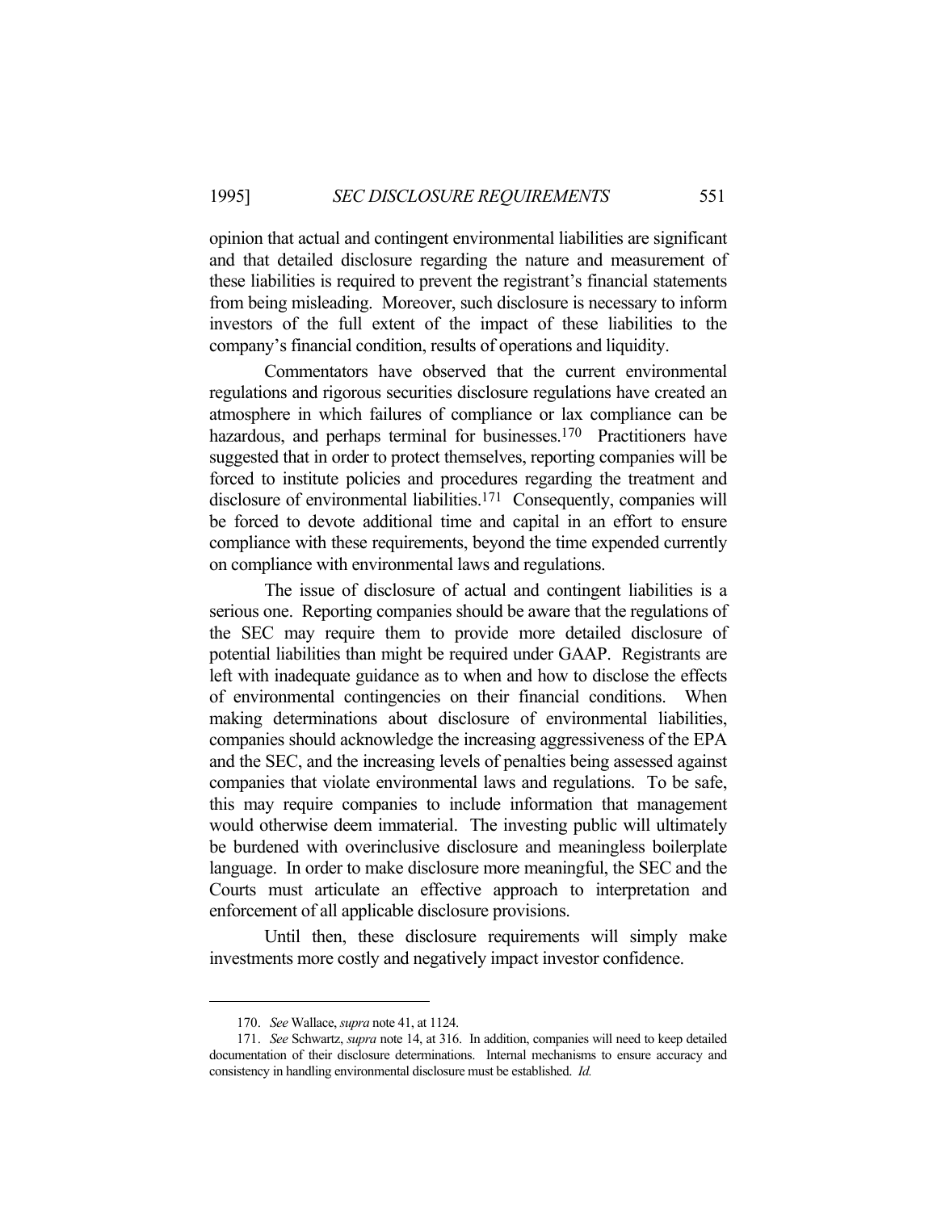opinion that actual and contingent environmental liabilities are significant and that detailed disclosure regarding the nature and measurement of these liabilities is required to prevent the registrant's financial statements from being misleading. Moreover, such disclosure is necessary to inform investors of the full extent of the impact of these liabilities to the company's financial condition, results of operations and liquidity.

Commentators have observed that the current environmental regulations and rigorous securities disclosure regulations have created an atmosphere in which failures of compliance or lax compliance can be hazardous, and perhaps terminal for businesses.[170] Practitioners have suggested that in order to protect themselves, reporting companies will be forced to institute policies and procedures regarding the treatment and disclosure of environmental liabilities.[171] Consequently, companies will be forced to devote additional time and capital in an effort to ensure compliance with these requirements, beyond the time expended currently on compliance with environmental laws and regulations.

The issue of disclosure of actual and contingent liabilities is a serious one. Reporting companies should be aware that the regulations of the SEC may require them to provide more detailed disclosure of potential liabilities than might be required under GAAP. Registrants are left with inadequate guidance as to when and how to disclose the effects of environmental contingencies on their financial conditions. When making determinations about disclosure of environmental liabilities, companies should acknowledge the increasing aggressiveness of the EPA and the SEC, and the increasing levels of penalties being assessed against companies that violate environmental laws and regulations. To be safe, this may require companies to include information that management would otherwise deem immaterial. The investing public will ultimately be burdened with overinclusive disclosure and meaningless boilerplate language. In order to make disclosure more meaningful, the SEC and the Courts must articulate an effective approach to interpretation and enforcement of all applicable disclosure provisions.

Until then, these disclosure requirements will simply make investments more costly and negatively impact investor confidence.

---

170. *See* Wallace, *supra* note 41, at 1124.

171. *See* Schwartz, *supra* note 14, at 316. In addition, companies will need to keep detailed documentation of their disclosure determinations. Internal mechanisms to ensure accuracy and consistency in handling environmental disclosure must be established. *Id.*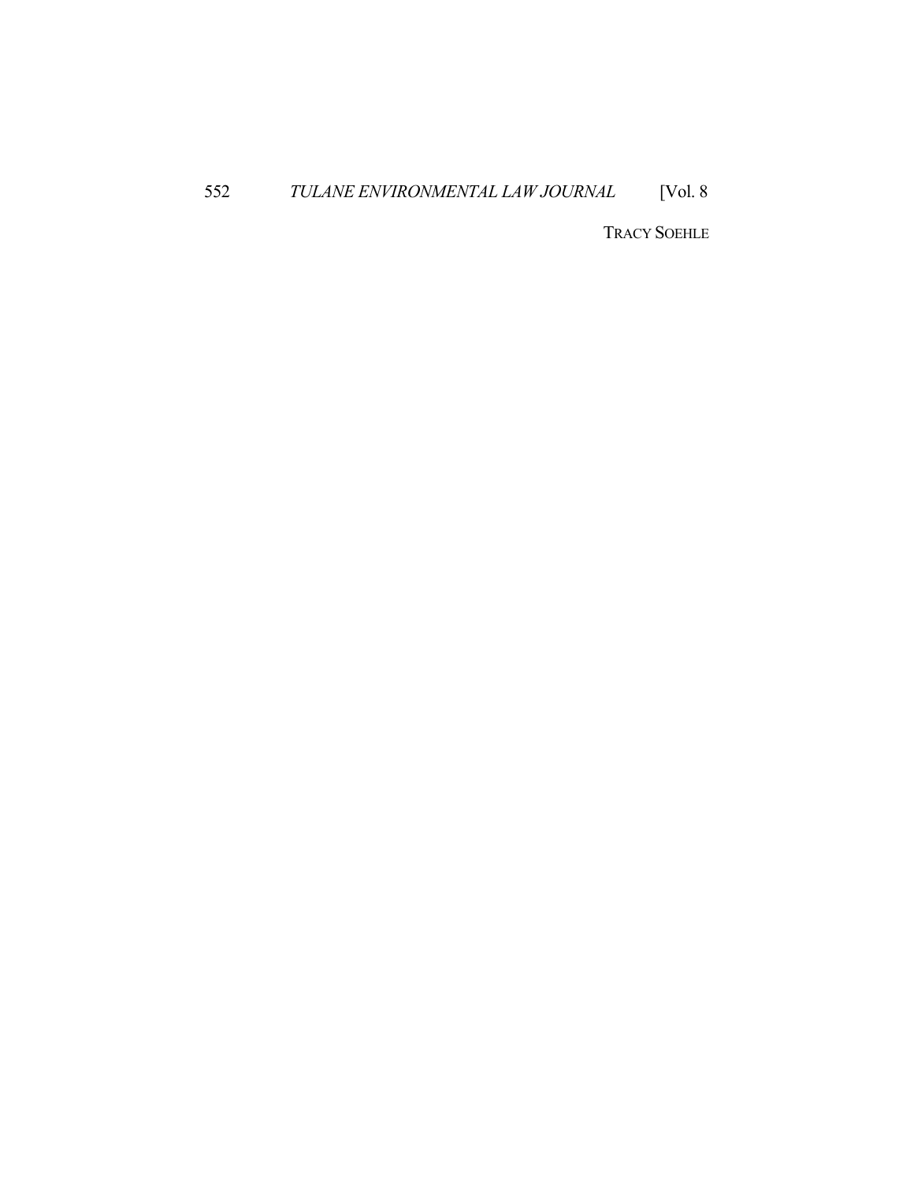TRACY SOEHLE